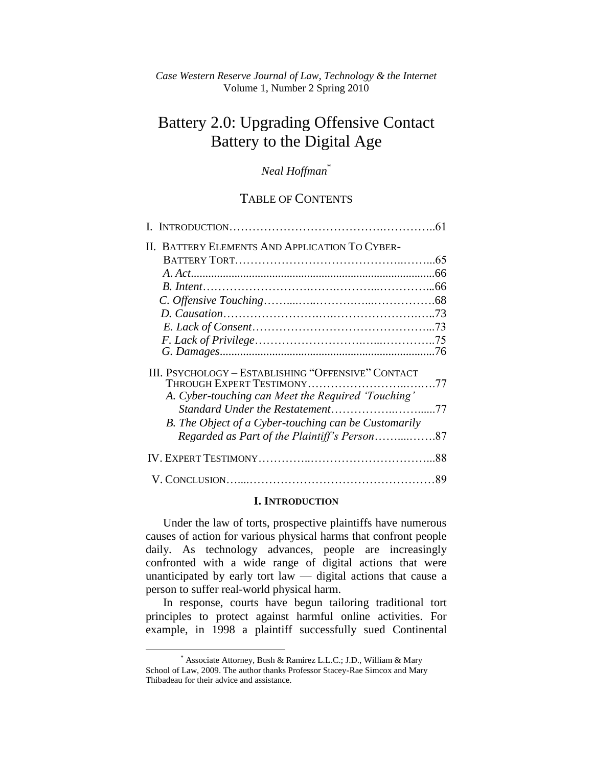*Case Western Reserve Journal of Law, Technology & the Internet*
Volume 1, Number 2 Spring 2010

# Battery 2.0: Upgrading Offensive Contact Battery to the Digital Age

*Neal Hoffman*[*]

## TABLE OF CONTENTS

I. INTRODUCTION……………………………………………..61

II. BATTERY ELEMENTS AND APPLICATION TO CYBER-BATTERY TORT……………………………………………..65
- *A. Act*……………………………………………………66
- *B. Intent*…………………………………………………66
- *C. Offensive Touching*…………………………………68
- *D. Causation*……………………………………………73
- *E. Lack of Consent*……………………………………73
- *F. Lack of Privilege*……………………………………75
- *G. Damages*……………………………………………76

III. PSYCHOLOGY – ESTABLISHING "OFFENSIVE" CONTACT THROUGH EXPERT TESTIMONY……………………………77
- *A. Cyber-touching can Meet the Required 'Touching' Standard Under the Restatement*……………………77
- *B. The Object of a Cyber-touching can be Customarily Regarded as Part of the Plaintiff's Person*……………87

IV. EXPERT TESTIMONY……………………………………88

V. CONCLUSION……………………………………………89

### I. INTRODUCTION

Under the law of torts, prospective plaintiffs have numerous causes of action for various physical harms that confront people daily. As technology advances, people are increasingly confronted with a wide range of digital actions that were unanticipated by early tort law — digital actions that cause a person to suffer real-world physical harm.

In response, courts have begun tailoring traditional tort principles to protect against harmful online activities. For example, in 1998 a plaintiff successfully sued Continental

---

[*] Associate Attorney, Bush & Ramirez L.L.C.; J.D., William & Mary School of Law, 2009. The author thanks Professor Stacey-Rae Simcox and Mary Thibadeau for their advice and assistance.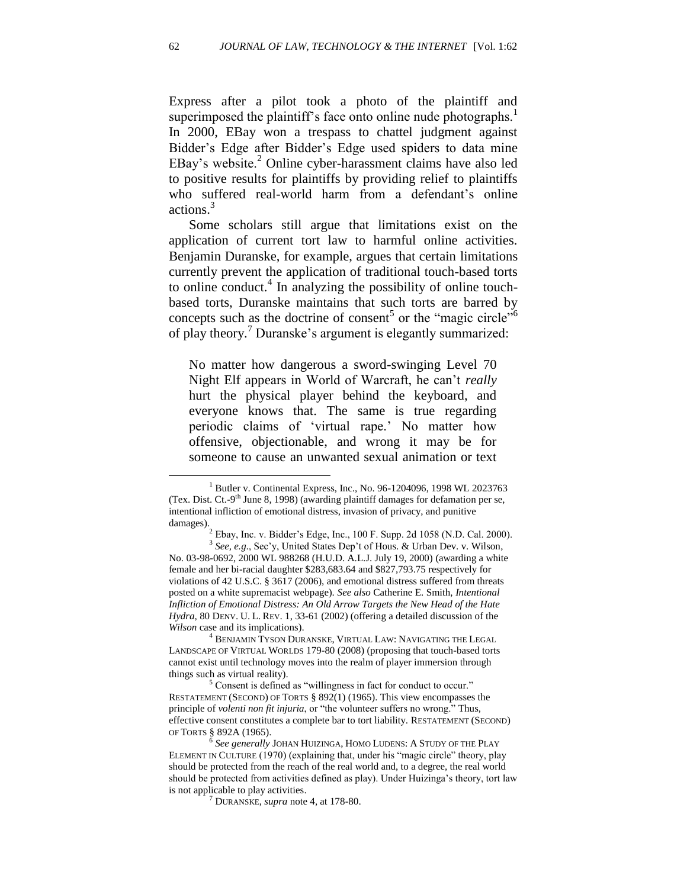Express after a pilot took a photo of the plaintiff and superimposed the plaintiff's face onto online nude photographs.[1] In 2000, EBay won a trespass to chattel judgment against Bidder's Edge after Bidder's Edge used spiders to data mine EBay's website.[2] Online cyber-harassment claims have also led to positive results for plaintiffs by providing relief to plaintiffs who suffered real-world harm from a defendant's online actions.[3]

Some scholars still argue that limitations exist on the application of current tort law to harmful online activities. Benjamin Duranske, for example, argues that certain limitations currently prevent the application of traditional touch-based torts to online conduct.[4] In analyzing the possibility of online touch-based torts, Duranske maintains that such torts are barred by concepts such as the doctrine of consent[5] or the "magic circle"[6] of play theory.[7] Duranske's argument is elegantly summarized:

> No matter how dangerous a sword-swinging Level 70 Night Elf appears in World of Warcraft, he can't *really* hurt the physical player behind the keyboard, and everyone knows that. The same is true regarding periodic claims of 'virtual rape.' No matter how offensive, objectionable, and wrong it may be for someone to cause an unwanted sexual animation or text

---

[1] Butler v. Continental Express, Inc., No. 96-1204096, 1998 WL 2023763 (Tex. Dist. Ct.-9th June 8, 1998) (awarding plaintiff damages for defamation per se, intentional infliction of emotional distress, invasion of privacy, and punitive damages).

[2] Ebay, Inc. v. Bidder's Edge, Inc., 100 F. Supp. 2d 1058 (N.D. Cal. 2000).

[3] *See, e.g.*, Sec'y, United States Dep't of Hous. & Urban Dev. v. Wilson, No. 03-98-0692, 2000 WL 988268 (H.U.D. A.L.J. July 19, 2000) (awarding a white female and her bi-racial daughter $283,683.64 and $827,793.75 respectively for violations of 42 U.S.C. § 3617 (2006), and emotional distress suffered from threats posted on a white supremacist webpage). *See also* Catherine E. Smith, *Intentional Infliction of Emotional Distress: An Old Arrow Targets the New Head of the Hate Hydra*, 80 DENV. U. L. REV. 1, 33-61 (2002) (offering a detailed discussion of the *Wilson* case and its implications).

[4] BENJAMIN TYSON DURANSKE, VIRTUAL LAW: NAVIGATING THE LEGAL LANDSCAPE OF VIRTUAL WORLDS 179-80 (2008) (proposing that touch-based torts cannot exist until technology moves into the realm of player immersion through things such as virtual reality).

[5] Consent is defined as "willingness in fact for conduct to occur." RESTATEMENT (SECOND) OF TORTS § 892(1) (1965). This view encompasses the principle of *volenti non fit injuria*, or "the volunteer suffers no wrong." Thus, effective consent constitutes a complete bar to tort liability. RESTATEMENT (SECOND) OF TORTS § 892A (1965).

[6] *See generally* JOHAN HUIZINGA, HOMO LUDENS: A STUDY OF THE PLAY ELEMENT IN CULTURE (1970) (explaining that, under his "magic circle" theory, play should be protected from the reach of the real world and, to a degree, the real world should be protected from activities defined as play). Under Huizinga's theory, tort law is not applicable to play activities.

[7] DURANSKE, *supra* note 4, at 178-80.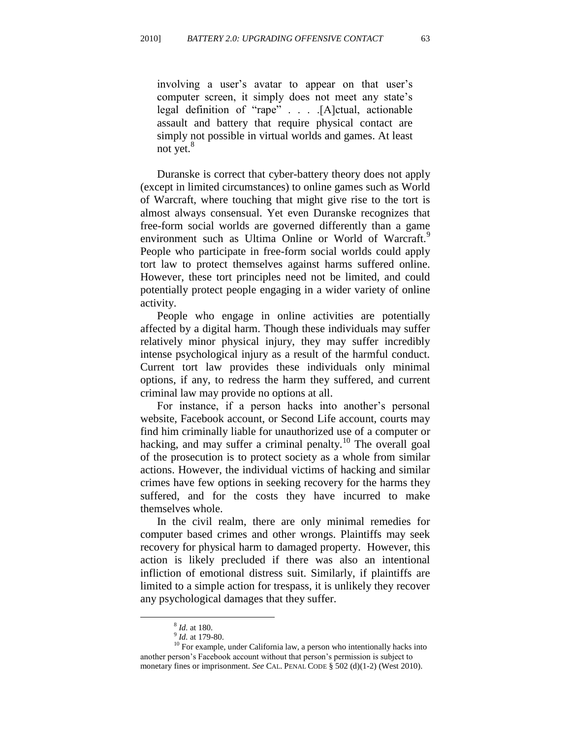> involving a user's avatar to appear on that user's computer screen, it simply does not meet any state's legal definition of "rape" . . . .[A]ctual, actionable assault and battery that require physical contact are simply not possible in virtual worlds and games. At least not yet.[8]

Duranske is correct that cyber-battery theory does not apply (except in limited circumstances) to online games such as World of Warcraft, where touching that might give rise to the tort is almost always consensual. Yet even Duranske recognizes that free-form social worlds are governed differently than a game environment such as Ultima Online or World of Warcraft.[9] People who participate in free-form social worlds could apply tort law to protect themselves against harms suffered online. However, these tort principles need not be limited, and could potentially protect people engaging in a wider variety of online activity.

People who engage in online activities are potentially affected by a digital harm. Though these individuals may suffer relatively minor physical injury, they may suffer incredibly intense psychological injury as a result of the harmful conduct. Current tort law provides these individuals only minimal options, if any, to redress the harm they suffered, and current criminal law may provide no options at all.

For instance, if a person hacks into another's personal website, Facebook account, or Second Life account, courts may find him criminally liable for unauthorized use of a computer or hacking, and may suffer a criminal penalty.[10] The overall goal of the prosecution is to protect society as a whole from similar actions. However, the individual victims of hacking and similar crimes have few options in seeking recovery for the harms they suffered, and for the costs they have incurred to make themselves whole.

In the civil realm, there are only minimal remedies for computer based crimes and other wrongs. Plaintiffs may seek recovery for physical harm to damaged property. However, this action is likely precluded if there was also an intentional infliction of emotional distress suit. Similarly, if plaintiffs are limited to a simple action for trespass, it is unlikely they recover any psychological damages that they suffer.

---

[8] *Id.* at 180.

[9] *Id.* at 179-80.

[10] For example, under California law, a person who intentionally hacks into another person's Facebook account without that person's permission is subject to monetary fines or imprisonment. *See* CAL. PENAL CODE § 502 (d)(1-2) (West 2010).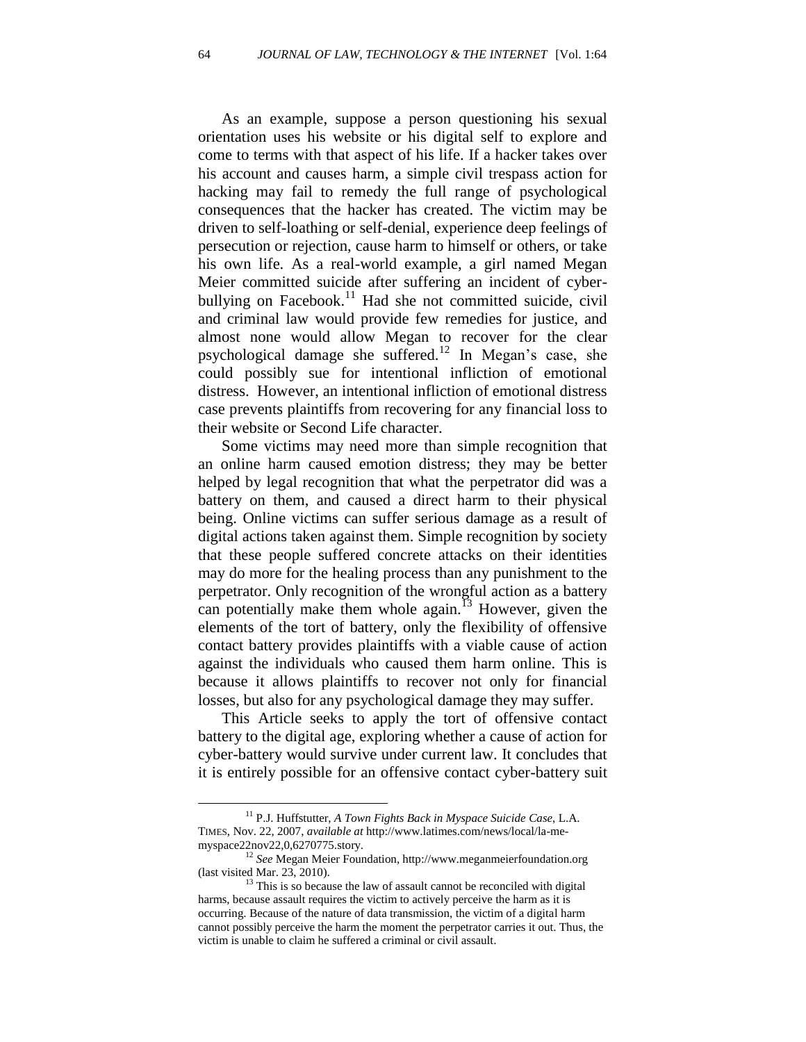As an example, suppose a person questioning his sexual orientation uses his website or his digital self to explore and come to terms with that aspect of his life. If a hacker takes over his account and causes harm, a simple civil trespass action for hacking may fail to remedy the full range of psychological consequences that the hacker has created. The victim may be driven to self-loathing or self-denial, experience deep feelings of persecution or rejection, cause harm to himself or others, or take his own life. As a real-world example, a girl named Megan Meier committed suicide after suffering an incident of cyber-bullying on Facebook.[11] Had she not committed suicide, civil and criminal law would provide few remedies for justice, and almost none would allow Megan to recover for the clear psychological damage she suffered.[12] In Megan's case, she could possibly sue for intentional infliction of emotional distress. However, an intentional infliction of emotional distress case prevents plaintiffs from recovering for any financial loss to their website or Second Life character.

Some victims may need more than simple recognition that an online harm caused emotion distress; they may be better helped by legal recognition that what the perpetrator did was a battery on them, and caused a direct harm to their physical being. Online victims can suffer serious damage as a result of digital actions taken against them. Simple recognition by society that these people suffered concrete attacks on their identities may do more for the healing process than any punishment to the perpetrator. Only recognition of the wrongful action as a battery can potentially make them whole again.[13] However, given the elements of the tort of battery, only the flexibility of offensive contact battery provides plaintiffs with a viable cause of action against the individuals who caused them harm online. This is because it allows plaintiffs to recover not only for financial losses, but also for any psychological damage they may suffer.

This Article seeks to apply the tort of offensive contact battery to the digital age, exploring whether a cause of action for cyber-battery would survive under current law. It concludes that it is entirely possible for an offensive contact cyber-battery suit

---

[11] P.J. Huffstutter, *A Town Fights Back in Myspace Suicide Case*, L.A. TIMES, Nov. 22, 2007, *available at* http://www.latimes.com/news/local/la-me-myspace22nov22,0,6270775.story.

[12] *See* Megan Meier Foundation, http://www.meganmeierfoundation.org (last visited Mar. 23, 2010).

[13] This is so because the law of assault cannot be reconciled with digital harms, because assault requires the victim to actively perceive the harm as it is occurring. Because of the nature of data transmission, the victim of a digital harm cannot possibly perceive the harm the moment the perpetrator carries it out. Thus, the victim is unable to claim he suffered a criminal or civil assault.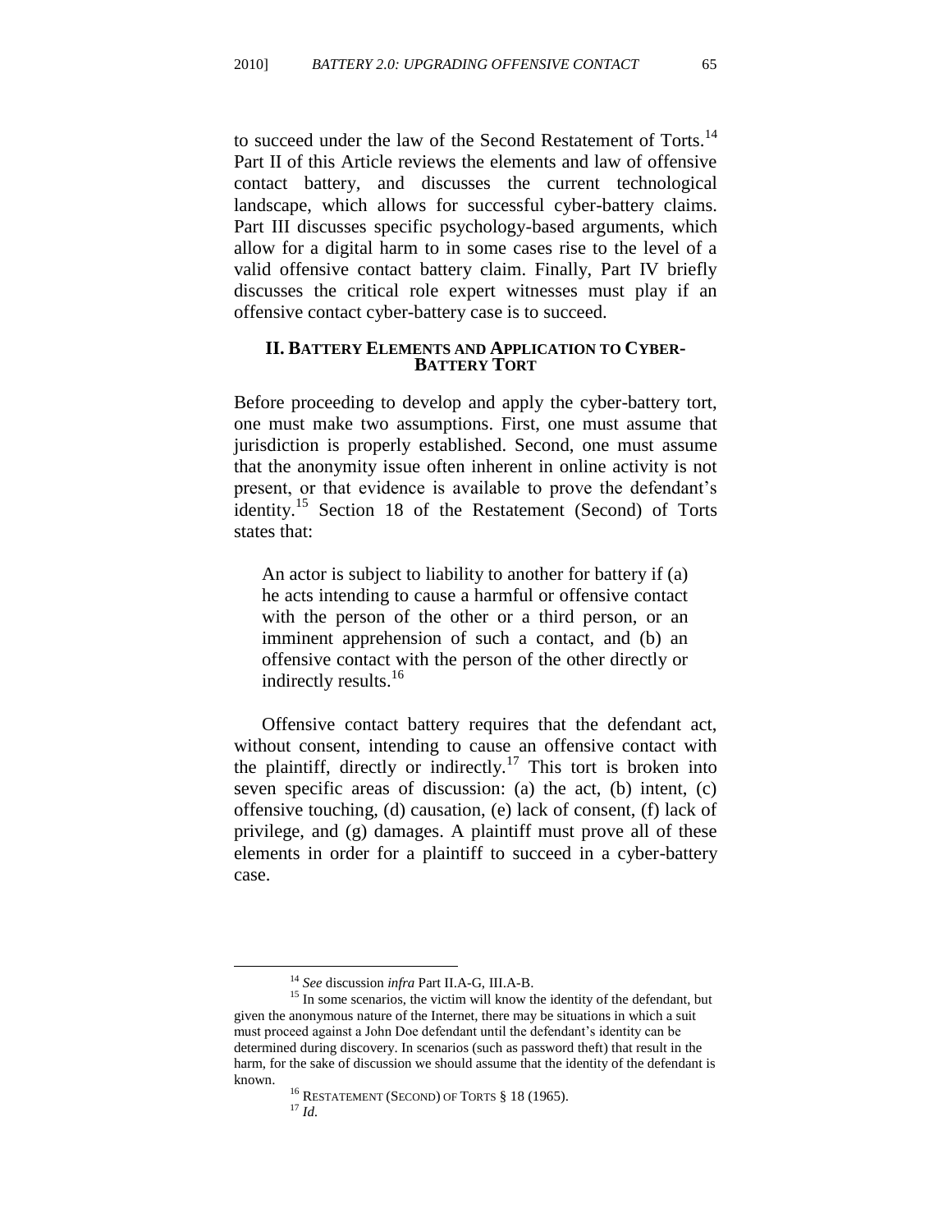to succeed under the law of the Second Restatement of Torts.[14] Part II of this Article reviews the elements and law of offensive contact battery, and discusses the current technological landscape, which allows for successful cyber-battery claims. Part III discusses specific psychology-based arguments, which allow for a digital harm to in some cases rise to the level of a valid offensive contact battery claim. Finally, Part IV briefly discusses the critical role expert witnesses must play if an offensive contact cyber-battery case is to succeed.

## II. BATTERY ELEMENTS AND APPLICATION TO CYBER-BATTERY TORT

Before proceeding to develop and apply the cyber-battery tort, one must make two assumptions. First, one must assume that jurisdiction is properly established. Second, one must assume that the anonymity issue often inherent in online activity is not present, or that evidence is available to prove the defendant's identity.[15] Section 18 of the Restatement (Second) of Torts states that:

> An actor is subject to liability to another for battery if (a) he acts intending to cause a harmful or offensive contact with the person of the other or a third person, or an imminent apprehension of such a contact, and (b) an offensive contact with the person of the other directly or indirectly results.[16]

Offensive contact battery requires that the defendant act, without consent, intending to cause an offensive contact with the plaintiff, directly or indirectly.[17] This tort is broken into seven specific areas of discussion: (a) the act, (b) intent, (c) offensive touching, (d) causation, (e) lack of consent, (f) lack of privilege, and (g) damages. A plaintiff must prove all of these elements in order for a plaintiff to succeed in a cyber-battery case.

---

[14] *See* discussion *infra* Part II.A-G, III.A-B.

[15] In some scenarios, the victim will know the identity of the defendant, but given the anonymous nature of the Internet, there may be situations in which a suit must proceed against a John Doe defendant until the defendant's identity can be determined during discovery. In scenarios (such as password theft) that result in the harm, for the sake of discussion we should assume that the identity of the defendant is known.

[16] RESTATEMENT (SECOND) OF TORTS § 18 (1965).

[17] *Id.*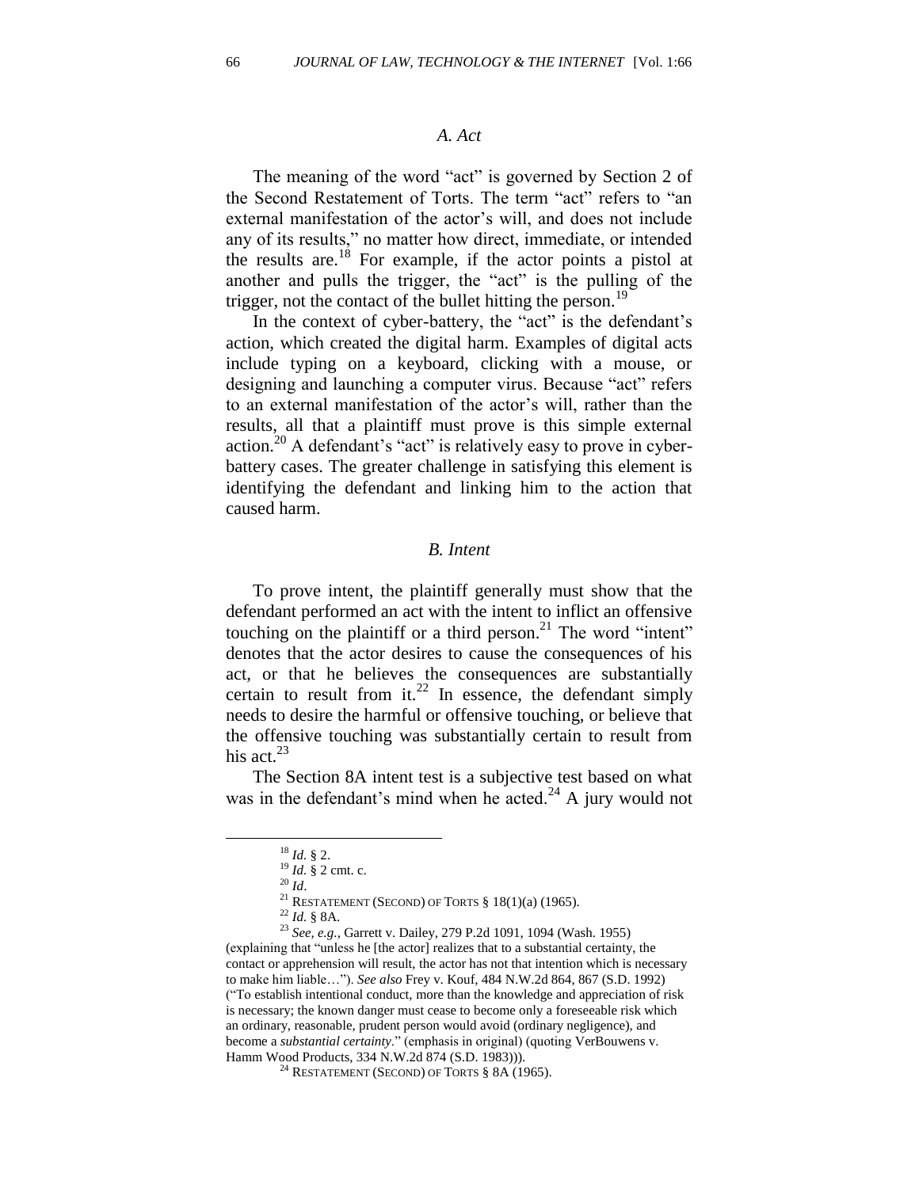### *A. Act*

The meaning of the word "act" is governed by Section 2 of the Second Restatement of Torts. The term "act" refers to "an external manifestation of the actor's will, and does not include any of its results," no matter how direct, immediate, or intended the results are.[18] For example, if the actor points a pistol at another and pulls the trigger, the "act" is the pulling of the trigger, not the contact of the bullet hitting the person.[19]

In the context of cyber-battery, the "act" is the defendant's action, which created the digital harm. Examples of digital acts include typing on a keyboard, clicking with a mouse, or designing and launching a computer virus. Because "act" refers to an external manifestation of the actor's will, rather than the results, all that a plaintiff must prove is this simple external action.[20] A defendant's "act" is relatively easy to prove in cyber-battery cases. The greater challenge in satisfying this element is identifying the defendant and linking him to the action that caused harm.

### *B. Intent*

To prove intent, the plaintiff generally must show that the defendant performed an act with the intent to inflict an offensive touching on the plaintiff or a third person.[21] The word "intent" denotes that the actor desires to cause the consequences of his act, or that he believes the consequences are substantially certain to result from it.[22] In essence, the defendant simply needs to desire the harmful or offensive touching, or believe that the offensive touching was substantially certain to result from his act.[23]

The Section 8A intent test is a subjective test based on what was in the defendant's mind when he acted.[24] A jury would not

---

[18] *Id.* § 2.

[19] *Id.* § 2 cmt. c.

[20] *Id*.

[21] RESTATEMENT (SECOND) OF TORTS § 18(1)(a) (1965).

[22] *Id.* § 8A.

[23] *See, e.g.*, Garrett v. Dailey, 279 P.2d 1091, 1094 (Wash. 1955) (explaining that "unless he [the actor] realizes that to a substantial certainty, the contact or apprehension will result, the actor has not that intention which is necessary to make him liable…"). *See also* Frey v. Kouf, 484 N.W.2d 864, 867 (S.D. 1992) ("To establish intentional conduct, more than the knowledge and appreciation of risk is necessary; the known danger must cease to become only a foreseeable risk which an ordinary, reasonable, prudent person would avoid (ordinary negligence), and become a *substantial certainty*." (emphasis in original) (quoting VerBouwens v. Hamm Wood Products, 334 N.W.2d 874 (S.D. 1983))).

[24] RESTATEMENT (SECOND) OF TORTS § 8A (1965).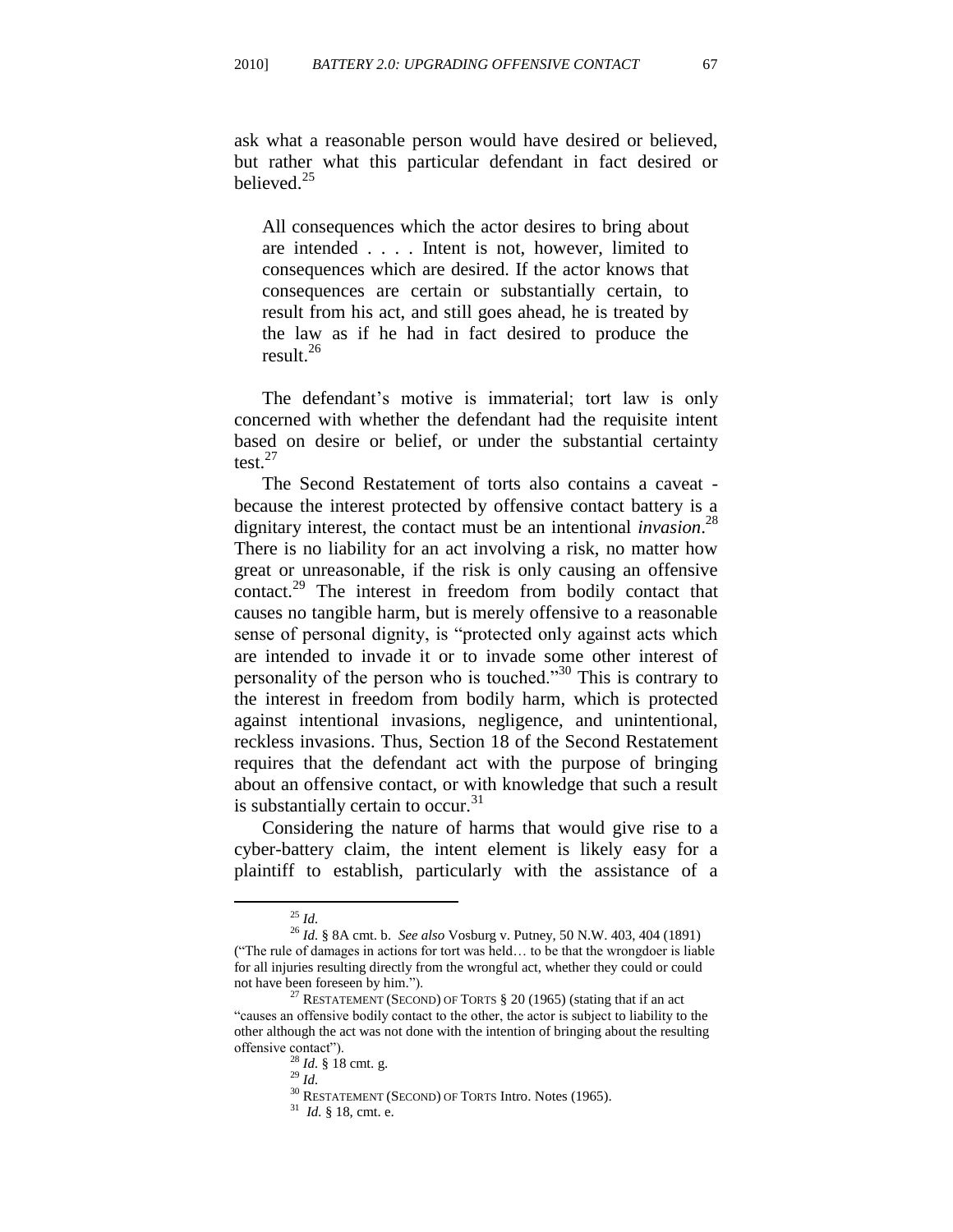ask what a reasonable person would have desired or believed, but rather what this particular defendant in fact desired or believed.[25]

> All consequences which the actor desires to bring about are intended . . . . Intent is not, however, limited to consequences which are desired. If the actor knows that consequences are certain or substantially certain, to result from his act, and still goes ahead, he is treated by the law as if he had in fact desired to produce the result.[26]

The defendant's motive is immaterial; tort law is only concerned with whether the defendant had the requisite intent based on desire or belief, or under the substantial certainty test.[27]

The Second Restatement of torts also contains a caveat - because the interest protected by offensive contact battery is a dignitary interest, the contact must be an intentional *invasion*.[28] There is no liability for an act involving a risk, no matter how great or unreasonable, if the risk is only causing an offensive contact.[29] The interest in freedom from bodily contact that causes no tangible harm, but is merely offensive to a reasonable sense of personal dignity, is "protected only against acts which are intended to invade it or to invade some other interest of personality of the person who is touched."[30] This is contrary to the interest in freedom from bodily harm, which is protected against intentional invasions, negligence, and unintentional, reckless invasions. Thus, Section 18 of the Second Restatement requires that the defendant act with the purpose of bringing about an offensive contact, or with knowledge that such a result is substantially certain to occur.[31]

Considering the nature of harms that would give rise to a cyber-battery claim, the intent element is likely easy for a plaintiff to establish, particularly with the assistance of a

---

[25] *Id.*

[26] *Id.* § 8A cmt. b. *See also* Vosburg v. Putney, 50 N.W. 403, 404 (1891) ("The rule of damages in actions for tort was held… to be that the wrongdoer is liable for all injuries resulting directly from the wrongful act, whether they could or could not have been foreseen by him.").

[27] RESTATEMENT (SECOND) OF TORTS § 20 (1965) (stating that if an act "causes an offensive bodily contact to the other, the actor is subject to liability to the other although the act was not done with the intention of bringing about the resulting offensive contact").

[28] *Id.* § 18 cmt. g.

[29] *Id.*

[30] RESTATEMENT (SECOND) OF TORTS Intro. Notes (1965).

[31] *Id.* § 18, cmt. e.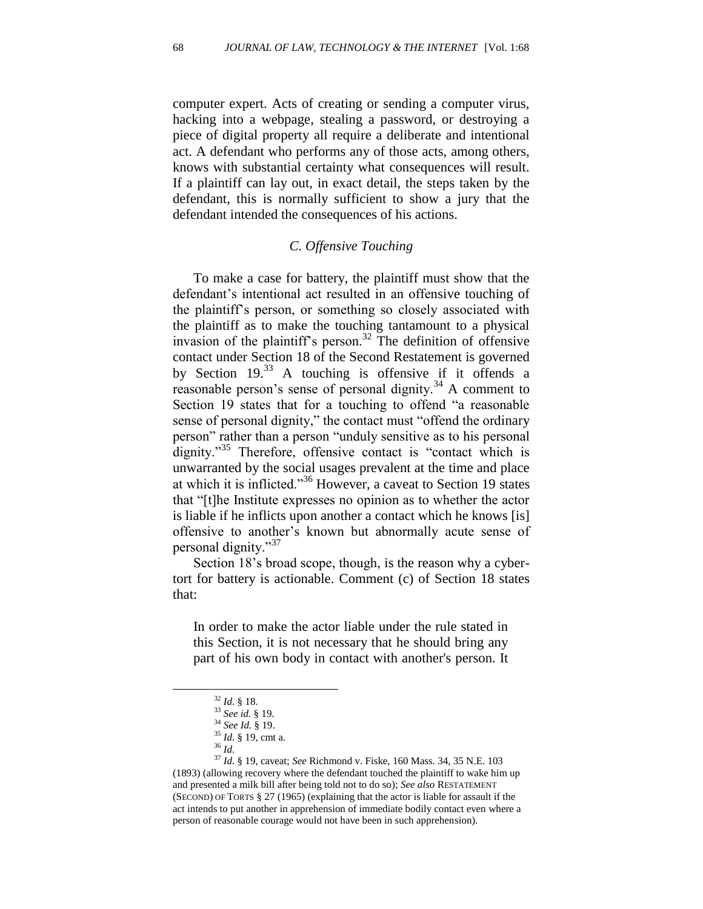computer expert. Acts of creating or sending a computer virus, hacking into a webpage, stealing a password, or destroying a piece of digital property all require a deliberate and intentional act. A defendant who performs any of those acts, among others, knows with substantial certainty what consequences will result. If a plaintiff can lay out, in exact detail, the steps taken by the defendant, this is normally sufficient to show a jury that the defendant intended the consequences of his actions.

### *C. Offensive Touching*

To make a case for battery, the plaintiff must show that the defendant's intentional act resulted in an offensive touching of the plaintiff's person, or something so closely associated with the plaintiff as to make the touching tantamount to a physical invasion of the plaintiff's person.[32] The definition of offensive contact under Section 18 of the Second Restatement is governed by Section 19.[33] A touching is offensive if it offends a reasonable person's sense of personal dignity.[34] A comment to Section 19 states that for a touching to offend "a reasonable sense of personal dignity," the contact must "offend the ordinary person" rather than a person "unduly sensitive as to his personal dignity."[35] Therefore, offensive contact is "contact which is unwarranted by the social usages prevalent at the time and place at which it is inflicted."[36] However, a caveat to Section 19 states that "[t]he Institute expresses no opinion as to whether the actor is liable if he inflicts upon another a contact which he knows [is] offensive to another's known but abnormally acute sense of personal dignity."[37]

Section 18's broad scope, though, is the reason why a cyber-tort for battery is actionable. Comment (c) of Section 18 states that:

> In order to make the actor liable under the rule stated in this Section, it is not necessary that he should bring any part of his own body in contact with another's person. It

---

[32] *Id.* § 18.

[33] *See id.* § 19.

[34] *See Id.* § 19.

[35] *Id.* § 19, cmt a.

[36] *Id.*

[37] *Id.* § 19, caveat; *See* Richmond v. Fiske, 160 Mass. 34, 35 N.E. 103 (1893) (allowing recovery where the defendant touched the plaintiff to wake him up and presented a milk bill after being told not to do so); *See also* RESTATEMENT (SECOND) OF TORTS § 27 (1965) (explaining that the actor is liable for assault if the act intends to put another in apprehension of immediate bodily contact even where a person of reasonable courage would not have been in such apprehension).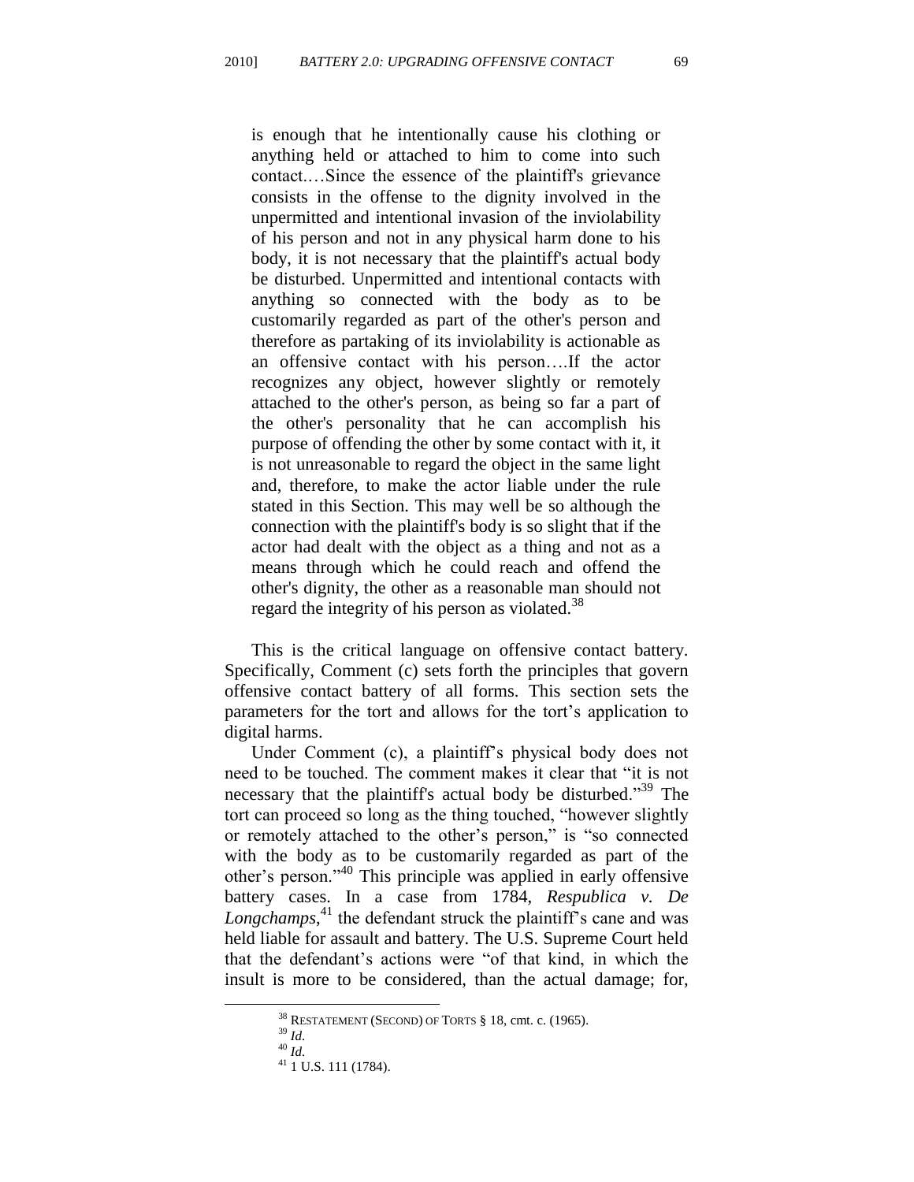> is enough that he intentionally cause his clothing or anything held or attached to him to come into such contact.…Since the essence of the plaintiff's grievance consists in the offense to the dignity involved in the unpermitted and intentional invasion of the inviolability of his person and not in any physical harm done to his body, it is not necessary that the plaintiff's actual body be disturbed. Unpermitted and intentional contacts with anything so connected with the body as to be customarily regarded as part of the other's person and therefore as partaking of its inviolability is actionable as an offensive contact with his person….If the actor recognizes any object, however slightly or remotely attached to the other's person, as being so far a part of the other's personality that he can accomplish his purpose of offending the other by some contact with it, it is not unreasonable to regard the object in the same light and, therefore, to make the actor liable under the rule stated in this Section. This may well be so although the connection with the plaintiff's body is so slight that if the actor had dealt with the object as a thing and not as a means through which he could reach and offend the other's dignity, the other as a reasonable man should not regard the integrity of his person as violated.[38]

This is the critical language on offensive contact battery. Specifically, Comment (c) sets forth the principles that govern offensive contact battery of all forms. This section sets the parameters for the tort and allows for the tort's application to digital harms.

Under Comment (c), a plaintiff's physical body does not need to be touched. The comment makes it clear that "it is not necessary that the plaintiff's actual body be disturbed."[39] The tort can proceed so long as the thing touched, "however slightly or remotely attached to the other's person," is "so connected with the body as to be customarily regarded as part of the other's person."[40] This principle was applied in early offensive battery cases. In a case from 1784, *Respublica v. De Longchamps*,[41] the defendant struck the plaintiff's cane and was held liable for assault and battery. The U.S. Supreme Court held that the defendant's actions were "of that kind, in which the insult is more to be considered, than the actual damage; for,

---

[38] RESTATEMENT (SECOND) OF TORTS § 18, cmt. c. (1965).

[39] *Id.*

[40] *Id.*

[41] 1 U.S. 111 (1784).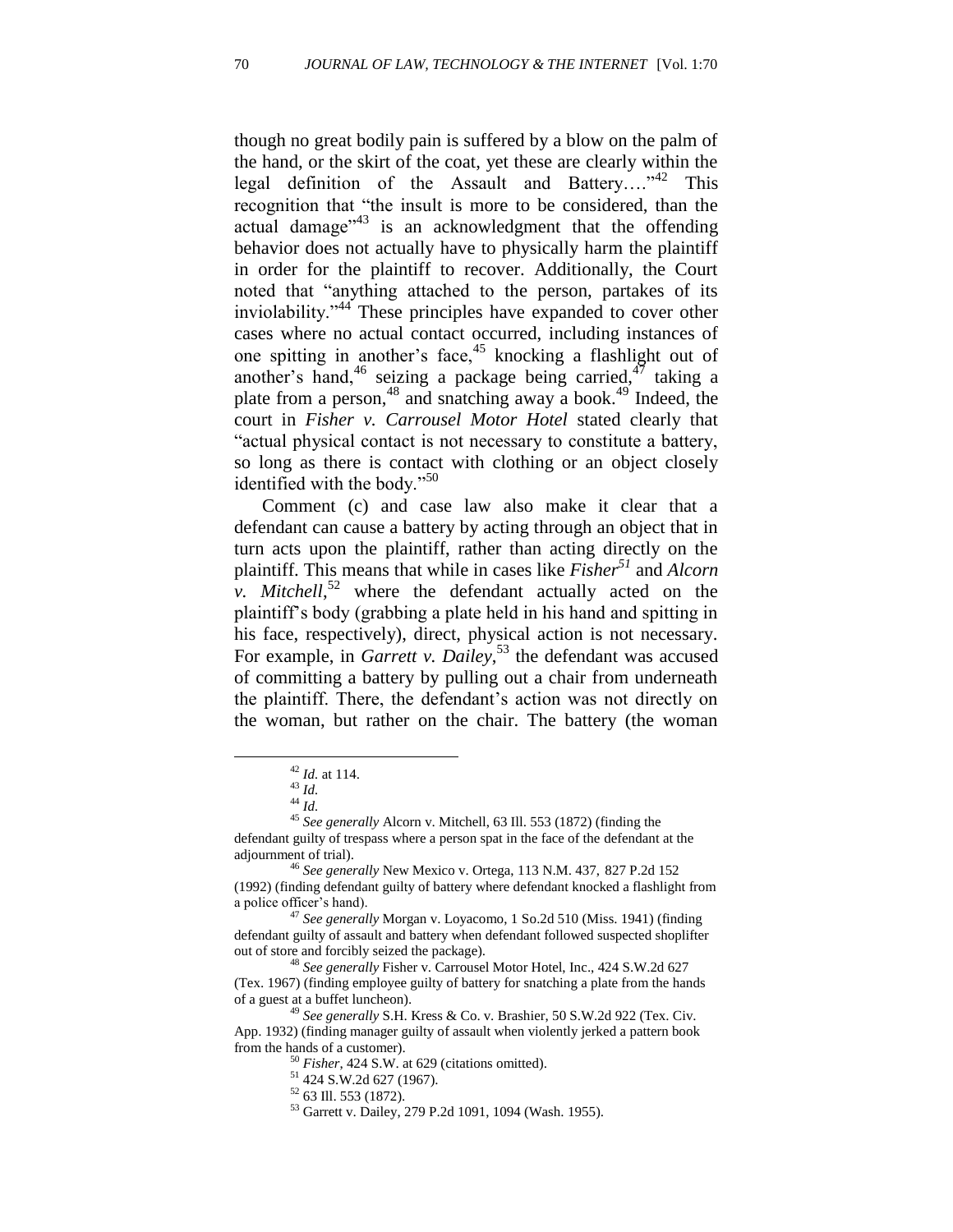though no great bodily pain is suffered by a blow on the palm of the hand, or the skirt of the coat, yet these are clearly within the legal definition of the Assault and Battery…."[42] This recognition that "the insult is more to be considered, than the actual damage"[43] is an acknowledgment that the offending behavior does not actually have to physically harm the plaintiff in order for the plaintiff to recover. Additionally, the Court noted that "anything attached to the person, partakes of its inviolability."[44] These principles have expanded to cover other cases where no actual contact occurred, including instances of one spitting in another's face,[45] knocking a flashlight out of another's hand,[46] seizing a package being carried,[47] taking a plate from a person,[48] and snatching away a book.[49] Indeed, the court in *Fisher v. Carrousel Motor Hotel* stated clearly that "actual physical contact is not necessary to constitute a battery, so long as there is contact with clothing or an object closely identified with the body."[50]

Comment (c) and case law also make it clear that a defendant can cause a battery by acting through an object that in turn acts upon the plaintiff, rather than acting directly on the plaintiff. This means that while in cases like ***Fisher***[51] and *Alcorn v. Mitchell*,[52] where the defendant actually acted on the plaintiff's body (grabbing a plate held in his hand and spitting in his face, respectively), direct, physical action is not necessary. For example, in *Garrett v. Dailey*,[53] the defendant was accused of committing a battery by pulling out a chair from underneath the plaintiff. There, the defendant's action was not directly on the woman, but rather on the chair. The battery (the woman

---

[42] *Id.* at 114.

[43] *Id.*

[44] *Id.*

[45] *See generally* Alcorn v. Mitchell, 63 Ill. 553 (1872) (finding the defendant guilty of trespass where a person spat in the face of the defendant at the adjournment of trial).

[46] *See generally* New Mexico v. Ortega, 113 N.M. 437, 827 P.2d 152 (1992) (finding defendant guilty of battery where defendant knocked a flashlight from a police officer's hand).

[47] *See generally* Morgan v. Loyacomo, 1 So.2d 510 (Miss. 1941) (finding defendant guilty of assault and battery when defendant followed suspected shoplifter out of store and forcibly seized the package).

[48] *See generally* Fisher v. Carrousel Motor Hotel, Inc., 424 S.W.2d 627 (Tex. 1967) (finding employee guilty of battery for snatching a plate from the hands of a guest at a buffet luncheon).

[49] *See generally* S.H. Kress & Co. v. Brashier, 50 S.W.2d 922 (Tex. Civ. App. 1932) (finding manager guilty of assault when violently jerked a pattern book from the hands of a customer).

[50] *Fisher*, 424 S.W. at 629 (citations omitted).

[51] 424 S.W.2d 627 (1967).

[52] 63 Ill. 553 (1872).

[53] Garrett v. Dailey, 279 P.2d 1091, 1094 (Wash. 1955).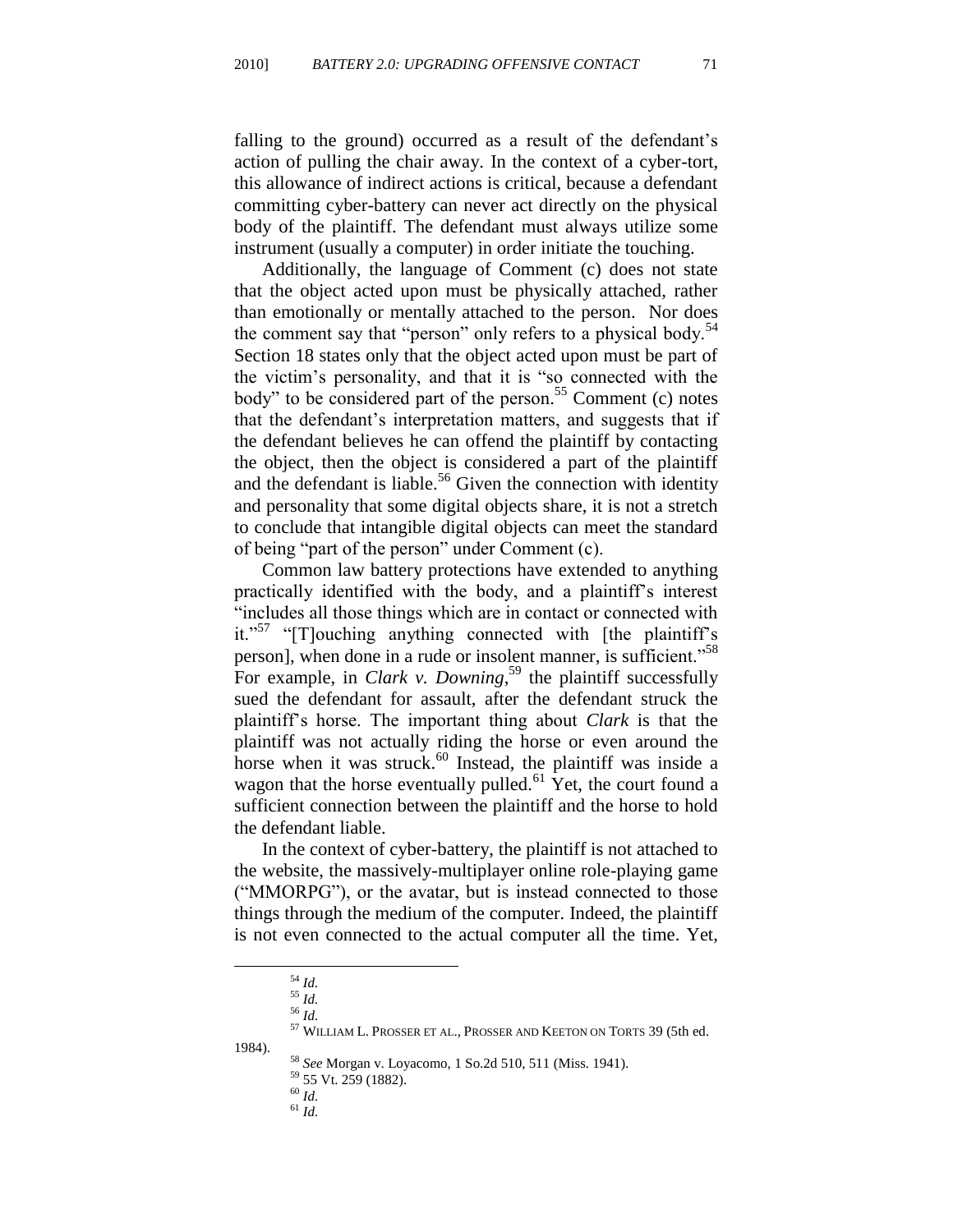falling to the ground) occurred as a result of the defendant's action of pulling the chair away. In the context of a cyber-tort, this allowance of indirect actions is critical, because a defendant committing cyber-battery can never act directly on the physical body of the plaintiff. The defendant must always utilize some instrument (usually a computer) in order initiate the touching.

Additionally, the language of Comment (c) does not state that the object acted upon must be physically attached, rather than emotionally or mentally attached to the person. Nor does the comment say that "person" only refers to a physical body.[54] Section 18 states only that the object acted upon must be part of the victim's personality, and that it is "so connected with the body" to be considered part of the person.[55] Comment (c) notes that the defendant's interpretation matters, and suggests that if the defendant believes he can offend the plaintiff by contacting the object, then the object is considered a part of the plaintiff and the defendant is liable.[56] Given the connection with identity and personality that some digital objects share, it is not a stretch to conclude that intangible digital objects can meet the standard of being "part of the person" under Comment (c).

Common law battery protections have extended to anything practically identified with the body, and a plaintiff's interest "includes all those things which are in contact or connected with it."[57] "[T]ouching anything connected with [the plaintiff's person], when done in a rude or insolent manner, is sufficient."[58] For example, in *Clark v. Downing*,[59] the plaintiff successfully sued the defendant for assault, after the defendant struck the plaintiff's horse. The important thing about *Clark* is that the plaintiff was not actually riding the horse or even around the horse when it was struck.[60] Instead, the plaintiff was inside a wagon that the horse eventually pulled.[61] Yet, the court found a sufficient connection between the plaintiff and the horse to hold the defendant liable.

In the context of cyber-battery, the plaintiff is not attached to the website, the massively-multiplayer online role-playing game ("MMORPG"), or the avatar, but is instead connected to those things through the medium of the computer. Indeed, the plaintiff is not even connected to the actual computer all the time. Yet,

---

[54] *Id.*

[55] *Id.*

[56] *Id.*

[57] WILLIAM L. PROSSER ET AL., PROSSER AND KEETON ON TORTS 39 (5th ed. 1984).

[58] *See* Morgan v. Loyacomo, 1 So.2d 510, 511 (Miss. 1941).

[59] 55 Vt. 259 (1882).

[60] *Id.*

[61] *Id.*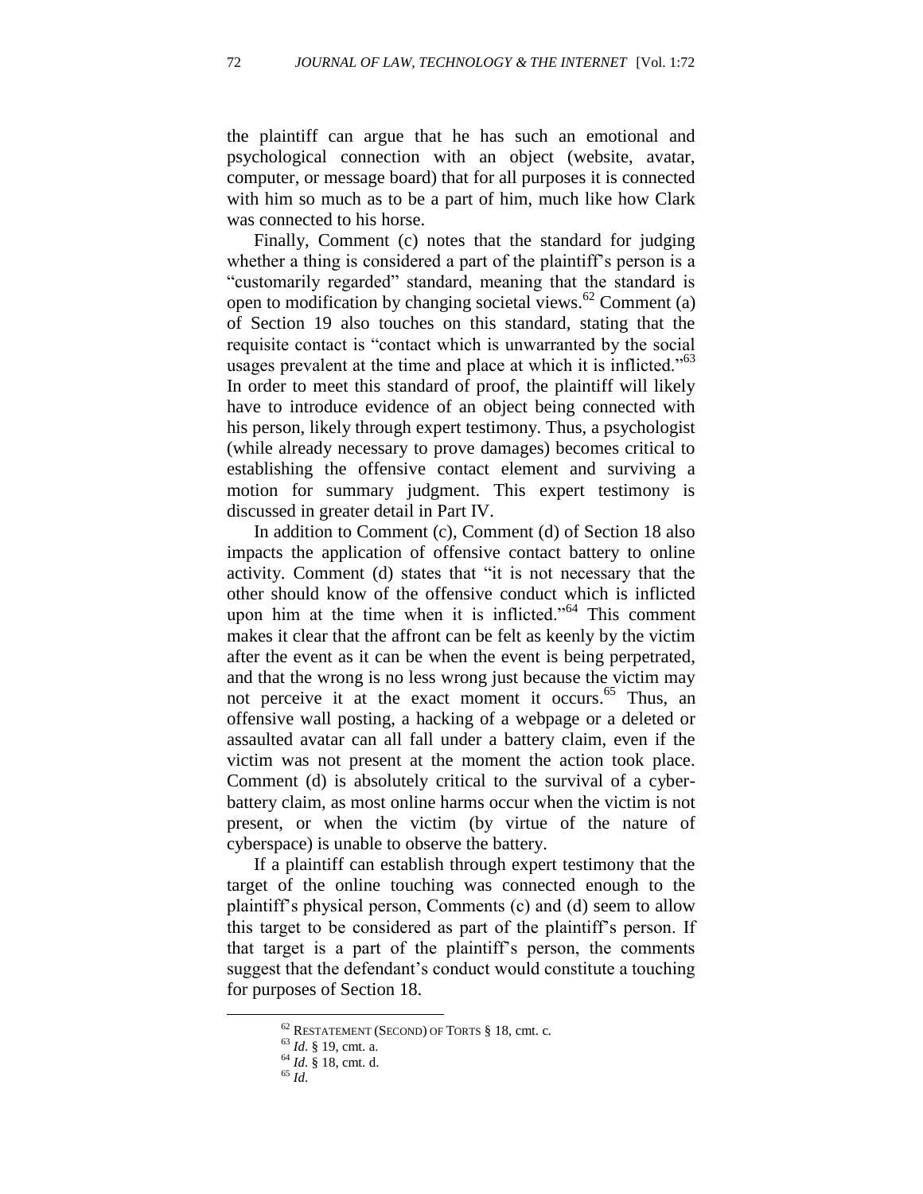the plaintiff can argue that he has such an emotional and psychological connection with an object (website, avatar, computer, or message board) that for all purposes it is connected with him so much as to be a part of him, much like how Clark was connected to his horse.

Finally, Comment (c) notes that the standard for judging whether a thing is considered a part of the plaintiff's person is a "customarily regarded" standard, meaning that the standard is open to modification by changing societal views.[62] Comment (a) of Section 19 also touches on this standard, stating that the requisite contact is "contact which is unwarranted by the social usages prevalent at the time and place at which it is inflicted."[63] In order to meet this standard of proof, the plaintiff will likely have to introduce evidence of an object being connected with his person, likely through expert testimony. Thus, a psychologist (while already necessary to prove damages) becomes critical to establishing the offensive contact element and surviving a motion for summary judgment. This expert testimony is discussed in greater detail in Part IV.

In addition to Comment (c), Comment (d) of Section 18 also impacts the application of offensive contact battery to online activity. Comment (d) states that "it is not necessary that the other should know of the offensive conduct which is inflicted upon him at the time when it is inflicted."[64] This comment makes it clear that the affront can be felt as keenly by the victim after the event as it can be when the event is being perpetrated, and that the wrong is no less wrong just because the victim may not perceive it at the exact moment it occurs.[65] Thus, an offensive wall posting, a hacking of a webpage or a deleted or assaulted avatar can all fall under a battery claim, even if the victim was not present at the moment the action took place. Comment (d) is absolutely critical to the survival of a cyber-battery claim, as most online harms occur when the victim is not present, or when the victim (by virtue of the nature of cyberspace) is unable to observe the battery.

If a plaintiff can establish through expert testimony that the target of the online touching was connected enough to the plaintiff's physical person, Comments (c) and (d) seem to allow this target to be considered as part of the plaintiff's person. If that target is a part of the plaintiff's person, the comments suggest that the defendant's conduct would constitute a touching for purposes of Section 18.

---

[62] RESTATEMENT (SECOND) OF TORTS § 18, cmt. c.

[63] *Id.* § 19, cmt. a.

[64] *Id.* § 18, cmt. d.

[65] *Id.*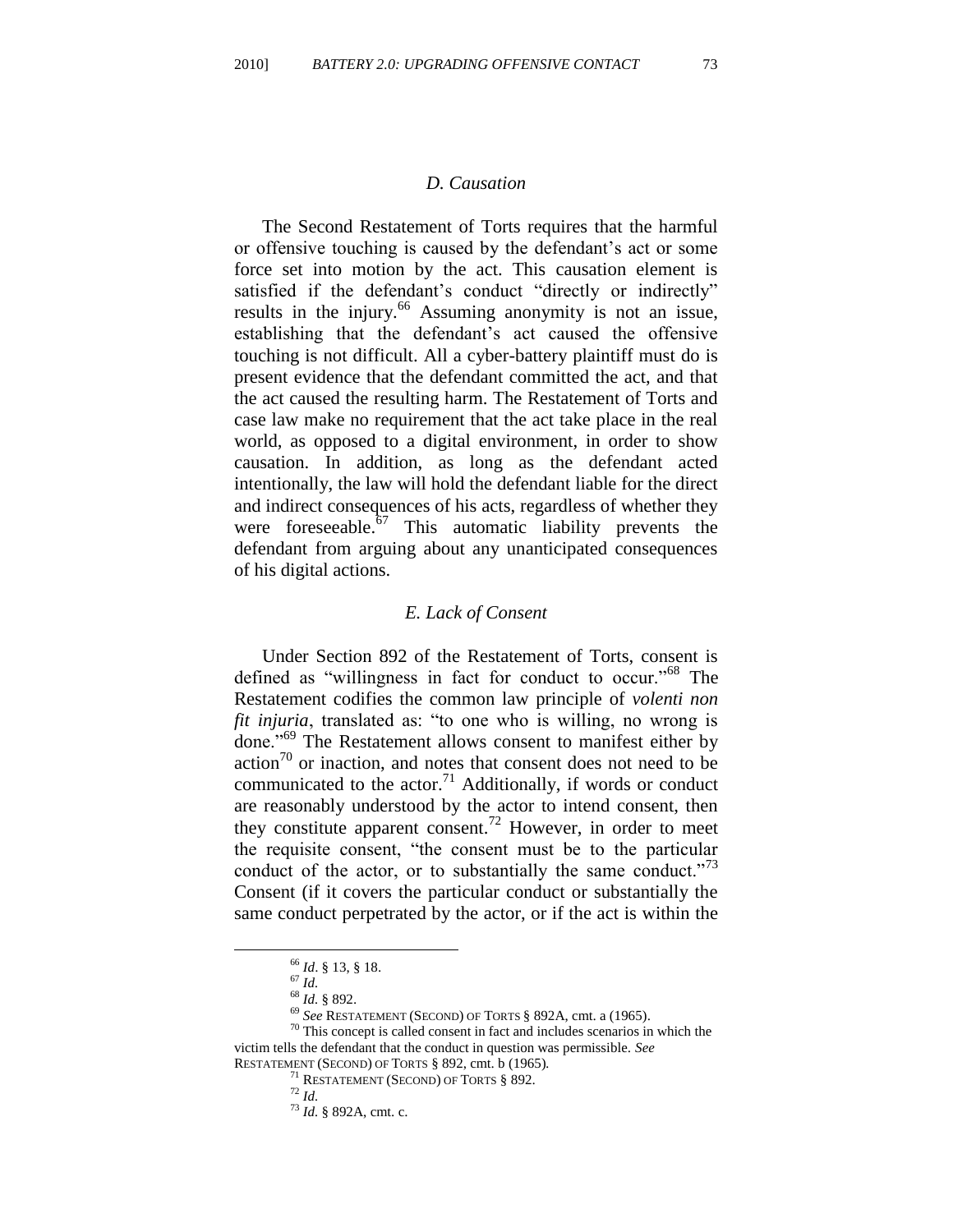### *D. Causation*

The Second Restatement of Torts requires that the harmful or offensive touching is caused by the defendant's act or some force set into motion by the act. This causation element is satisfied if the defendant's conduct "directly or indirectly" results in the injury.[66] Assuming anonymity is not an issue, establishing that the defendant's act caused the offensive touching is not difficult. All a cyber-battery plaintiff must do is present evidence that the defendant committed the act, and that the act caused the resulting harm. The Restatement of Torts and case law make no requirement that the act take place in the real world, as opposed to a digital environment, in order to show causation. In addition, as long as the defendant acted intentionally, the law will hold the defendant liable for the direct and indirect consequences of his acts, regardless of whether they were foreseeable.[67] This automatic liability prevents the defendant from arguing about any unanticipated consequences of his digital actions.

### *E. Lack of Consent*

Under Section 892 of the Restatement of Torts, consent is defined as "willingness in fact for conduct to occur."[68] The Restatement codifies the common law principle of *volenti non fit injuria*, translated as: "to one who is willing, no wrong is done."[69] The Restatement allows consent to manifest either by action[70] or inaction, and notes that consent does not need to be communicated to the actor.[71] Additionally, if words or conduct are reasonably understood by the actor to intend consent, then they constitute apparent consent.[72] However, in order to meet the requisite consent, "the consent must be to the particular conduct of the actor, or to substantially the same conduct."[73] Consent (if it covers the particular conduct or substantially the same conduct perpetrated by the actor, or if the act is within the

---

[66] *Id*. § 13, § 18.

[67] *Id*.

[68] *Id.* § 892.

[69] *See* RESTATEMENT (SECOND) OF TORTS § 892A, cmt. a (1965).

[70] This concept is called consent in fact and includes scenarios in which the victim tells the defendant that the conduct in question was permissible. *See* RESTATEMENT (SECOND) OF TORTS § 892, cmt. b (1965).

[71] RESTATEMENT (SECOND) OF TORTS § 892.

[72] *Id.*

[73] *Id.* § 892A, cmt. c.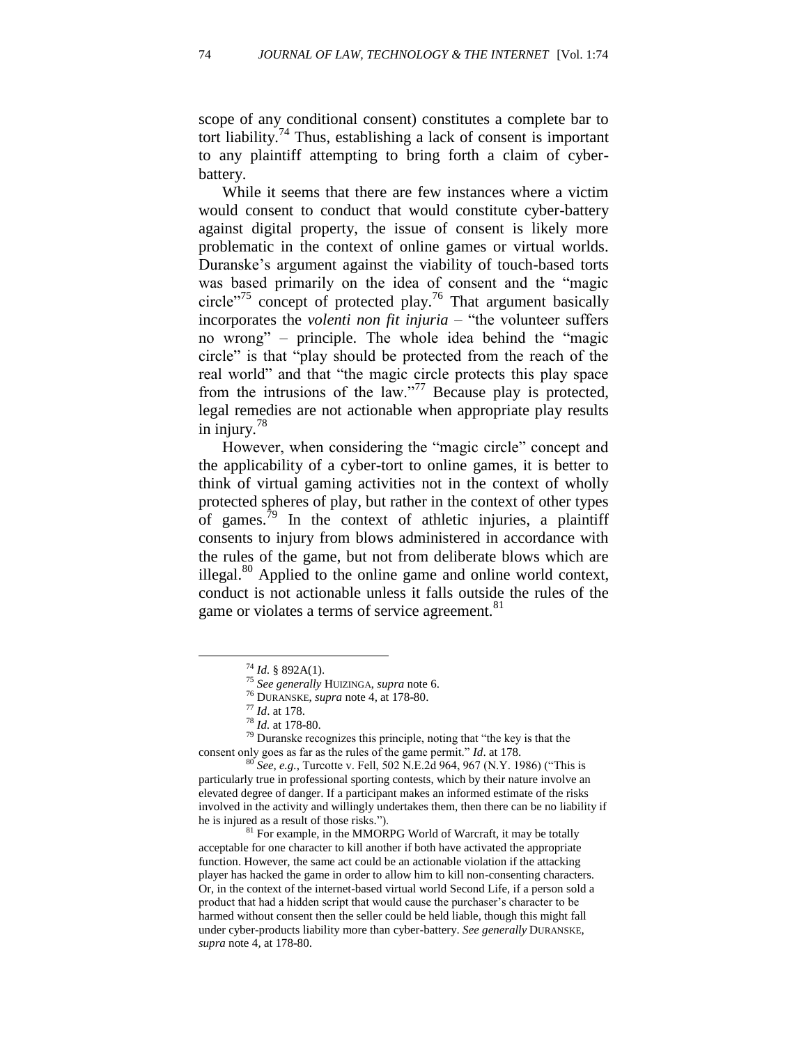scope of any conditional consent) constitutes a complete bar to tort liability.[74] Thus, establishing a lack of consent is important to any plaintiff attempting to bring forth a claim of cyber-battery.

While it seems that there are few instances where a victim would consent to conduct that would constitute cyber-battery against digital property, the issue of consent is likely more problematic in the context of online games or virtual worlds. Duranske's argument against the viability of touch-based torts was based primarily on the idea of consent and the "magic circle"[75] concept of protected play.[76] That argument basically incorporates the *volenti non fit injuria* – "the volunteer suffers no wrong" – principle. The whole idea behind the "magic circle" is that "play should be protected from the reach of the real world" and that "the magic circle protects this play space from the intrusions of the law."[77] Because play is protected, legal remedies are not actionable when appropriate play results in injury.[78]

However, when considering the "magic circle" concept and the applicability of a cyber-tort to online games, it is better to think of virtual gaming activities not in the context of wholly protected spheres of play, but rather in the context of other types of games.[79] In the context of athletic injuries, a plaintiff consents to injury from blows administered in accordance with the rules of the game, but not from deliberate blows which are illegal.[80] Applied to the online game and online world context, conduct is not actionable unless it falls outside the rules of the game or violates a terms of service agreement.[81]

---

[74] *Id.* § 892A(1).

[75] *See generally* HUIZINGA, *supra* note 6.

[76] DURANSKE, *supra* note 4, at 178-80.

[77] *Id*. at 178.

[78] *Id.* at 178-80.

[79] Duranske recognizes this principle, noting that "the key is that the consent only goes as far as the rules of the game permit." *Id*. at 178.

[80] *See, e.g.*, Turcotte v. Fell, 502 N.E.2d 964, 967 (N.Y. 1986) ("This is particularly true in professional sporting contests, which by their nature involve an elevated degree of danger. If a participant makes an informed estimate of the risks involved in the activity and willingly undertakes them, then there can be no liability if he is injured as a result of those risks.").

[81] For example, in the MMORPG World of Warcraft, it may be totally acceptable for one character to kill another if both have activated the appropriate function. However, the same act could be an actionable violation if the attacking player has hacked the game in order to allow him to kill non-consenting characters. Or, in the context of the internet-based virtual world Second Life, if a person sold a product that had a hidden script that would cause the purchaser's character to be harmed without consent then the seller could be held liable, though this might fall under cyber-products liability more than cyber-battery. *See generally* DURANSKE, *supra* note 4, at 178-80.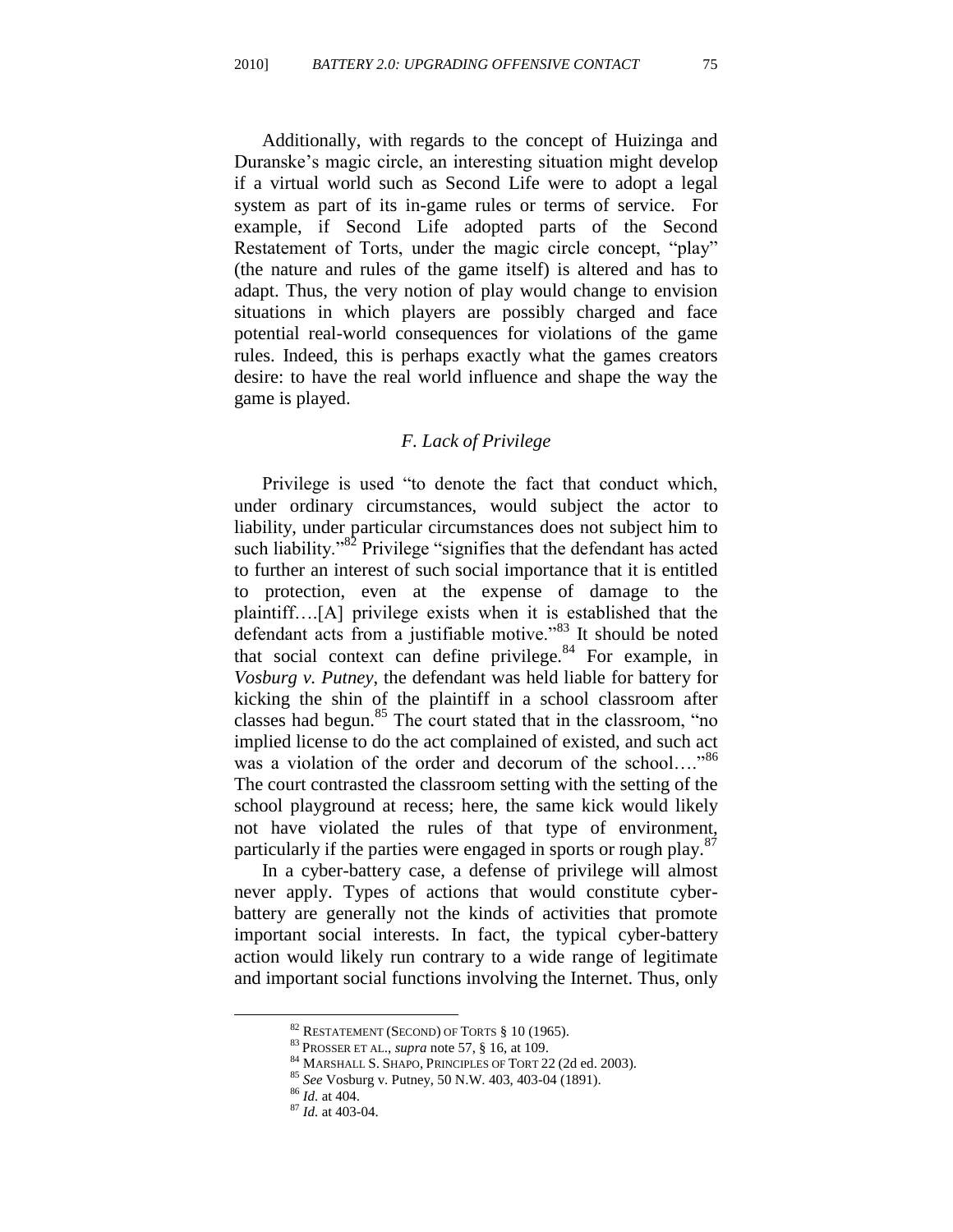Additionally, with regards to the concept of Huizinga and Duranske's magic circle, an interesting situation might develop if a virtual world such as Second Life were to adopt a legal system as part of its in-game rules or terms of service. For example, if Second Life adopted parts of the Second Restatement of Torts, under the magic circle concept, "play" (the nature and rules of the game itself) is altered and has to adapt. Thus, the very notion of play would change to envision situations in which players are possibly charged and face potential real-world consequences for violations of the game rules. Indeed, this is perhaps exactly what the games creators desire: to have the real world influence and shape the way the game is played.

### *F. Lack of Privilege*

Privilege is used "to denote the fact that conduct which, under ordinary circumstances, would subject the actor to liability, under particular circumstances does not subject him to such liability."[82] Privilege "signifies that the defendant has acted to further an interest of such social importance that it is entitled to protection, even at the expense of damage to the plaintiff….[A] privilege exists when it is established that the defendant acts from a justifiable motive."[83] It should be noted that social context can define privilege.[84] For example, in *Vosburg v. Putney*, the defendant was held liable for battery for kicking the shin of the plaintiff in a school classroom after classes had begun.[85] The court stated that in the classroom, "no implied license to do the act complained of existed, and such act was a violation of the order and decorum of the school…."[86] The court contrasted the classroom setting with the setting of the school playground at recess; here, the same kick would likely not have violated the rules of that type of environment, particularly if the parties were engaged in sports or rough play.[87]

In a cyber-battery case, a defense of privilege will almost never apply. Types of actions that would constitute cyber-battery are generally not the kinds of activities that promote important social interests. In fact, the typical cyber-battery action would likely run contrary to a wide range of legitimate and important social functions involving the Internet. Thus, only

---

[82] RESTATEMENT (SECOND) OF TORTS § 10 (1965).

[83] PROSSER ET AL., *supra* note 57, § 16, at 109.

[84] MARSHALL S. SHAPO, PRINCIPLES OF TORT 22 (2d ed. 2003).

[85] *See* Vosburg v. Putney, 50 N.W. 403, 403-04 (1891).

[86] *Id.* at 404.

[87] *Id.* at 403-04.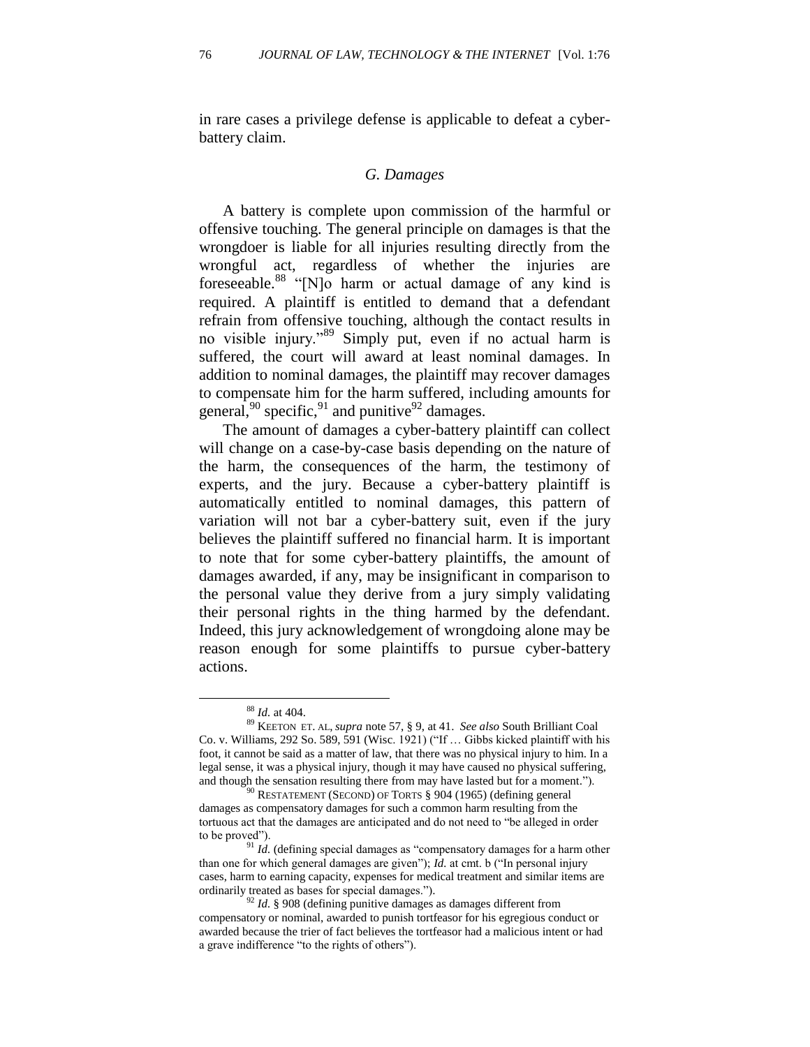in rare cases a privilege defense is applicable to defeat a cyber-battery claim.

### *G. Damages*

A battery is complete upon commission of the harmful or offensive touching. The general principle on damages is that the wrongdoer is liable for all injuries resulting directly from the wrongful act, regardless of whether the injuries are foreseeable.[88] "[N]o harm or actual damage of any kind is required. A plaintiff is entitled to demand that a defendant refrain from offensive touching, although the contact results in no visible injury."[89] Simply put, even if no actual harm is suffered, the court will award at least nominal damages. In addition to nominal damages, the plaintiff may recover damages to compensate him for the harm suffered, including amounts for general,[90] specific,[91] and punitive[92] damages.

The amount of damages a cyber-battery plaintiff can collect will change on a case-by-case basis depending on the nature of the harm, the consequences of the harm, the testimony of experts, and the jury. Because a cyber-battery plaintiff is automatically entitled to nominal damages, this pattern of variation will not bar a cyber-battery suit, even if the jury believes the plaintiff suffered no financial harm. It is important to note that for some cyber-battery plaintiffs, the amount of damages awarded, if any, may be insignificant in comparison to the personal value they derive from a jury simply validating their personal rights in the thing harmed by the defendant. Indeed, this jury acknowledgement of wrongdoing alone may be reason enough for some plaintiffs to pursue cyber-battery actions.

---

[88] *Id.* at 404.

[89] KEETON ET. AL, *supra* note 57, § 9, at 41. *See also* South Brilliant Coal Co. v. Williams, 292 So. 589, 591 (Wisc. 1921) ("If … Gibbs kicked plaintiff with his foot, it cannot be said as a matter of law, that there was no physical injury to him. In a legal sense, it was a physical injury, though it may have caused no physical suffering, and though the sensation resulting there from may have lasted but for a moment.").

[90] RESTATEMENT (SECOND) OF TORTS § 904 (1965) (defining general damages as compensatory damages for such a common harm resulting from the tortuous act that the damages are anticipated and do not need to "be alleged in order to be proved").

[91] *Id.* (defining special damages as "compensatory damages for a harm other than one for which general damages are given"); *Id.* at cmt. b ("In personal injury cases, harm to earning capacity, expenses for medical treatment and similar items are ordinarily treated as bases for special damages.").

[92] *Id.* § 908 (defining punitive damages as damages different from compensatory or nominal, awarded to punish tortfeasor for his egregious conduct or awarded because the trier of fact believes the tortfeasor had a malicious intent or had a grave indifference "to the rights of others").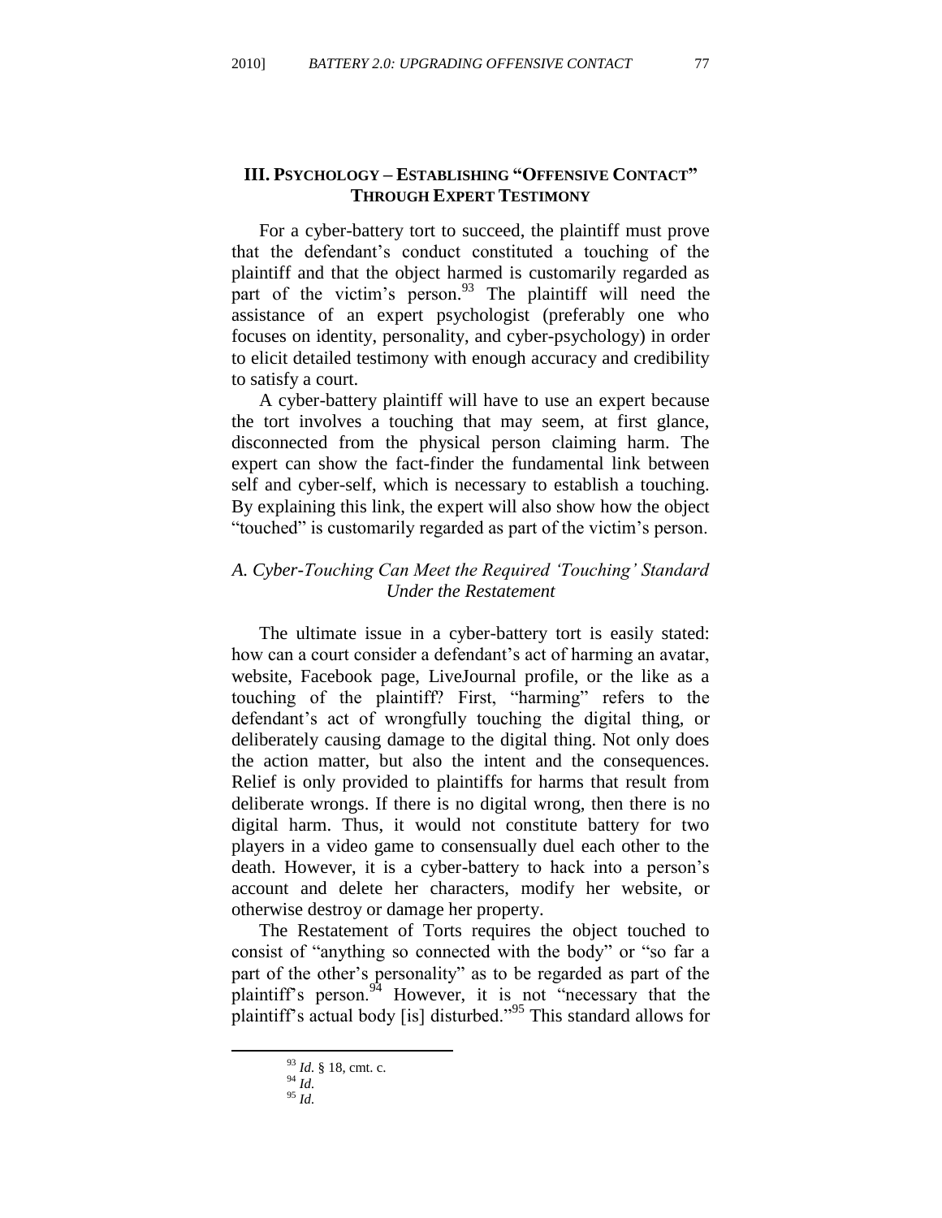## III. PSYCHOLOGY – ESTABLISHING "OFFENSIVE CONTACT" THROUGH EXPERT TESTIMONY

For a cyber-battery tort to succeed, the plaintiff must prove that the defendant's conduct constituted a touching of the plaintiff and that the object harmed is customarily regarded as part of the victim's person.[93] The plaintiff will need the assistance of an expert psychologist (preferably one who focuses on identity, personality, and cyber-psychology) in order to elicit detailed testimony with enough accuracy and credibility to satisfy a court.

A cyber-battery plaintiff will have to use an expert because the tort involves a touching that may seem, at first glance, disconnected from the physical person claiming harm. The expert can show the fact-finder the fundamental link between self and cyber-self, which is necessary to establish a touching. By explaining this link, the expert will also show how the object "touched" is customarily regarded as part of the victim's person.

### *A. Cyber-Touching Can Meet the Required 'Touching' Standard Under the Restatement*

The ultimate issue in a cyber-battery tort is easily stated: how can a court consider a defendant's act of harming an avatar, website, Facebook page, LiveJournal profile, or the like as a touching of the plaintiff? First, "harming" refers to the defendant's act of wrongfully touching the digital thing, or deliberately causing damage to the digital thing. Not only does the action matter, but also the intent and the consequences. Relief is only provided to plaintiffs for harms that result from deliberate wrongs. If there is no digital wrong, then there is no digital harm. Thus, it would not constitute battery for two players in a video game to consensually duel each other to the death. However, it is a cyber-battery to hack into a person's account and delete her characters, modify her website, or otherwise destroy or damage her property.

The Restatement of Torts requires the object touched to consist of "anything so connected with the body" or "so far a part of the other's personality" as to be regarded as part of the plaintiff's person.[94] However, it is not "necessary that the plaintiff's actual body [is] disturbed."[95] This standard allows for

---

[93] *Id.* § 18, cmt. c.

[94] *Id.*

[95] *Id.*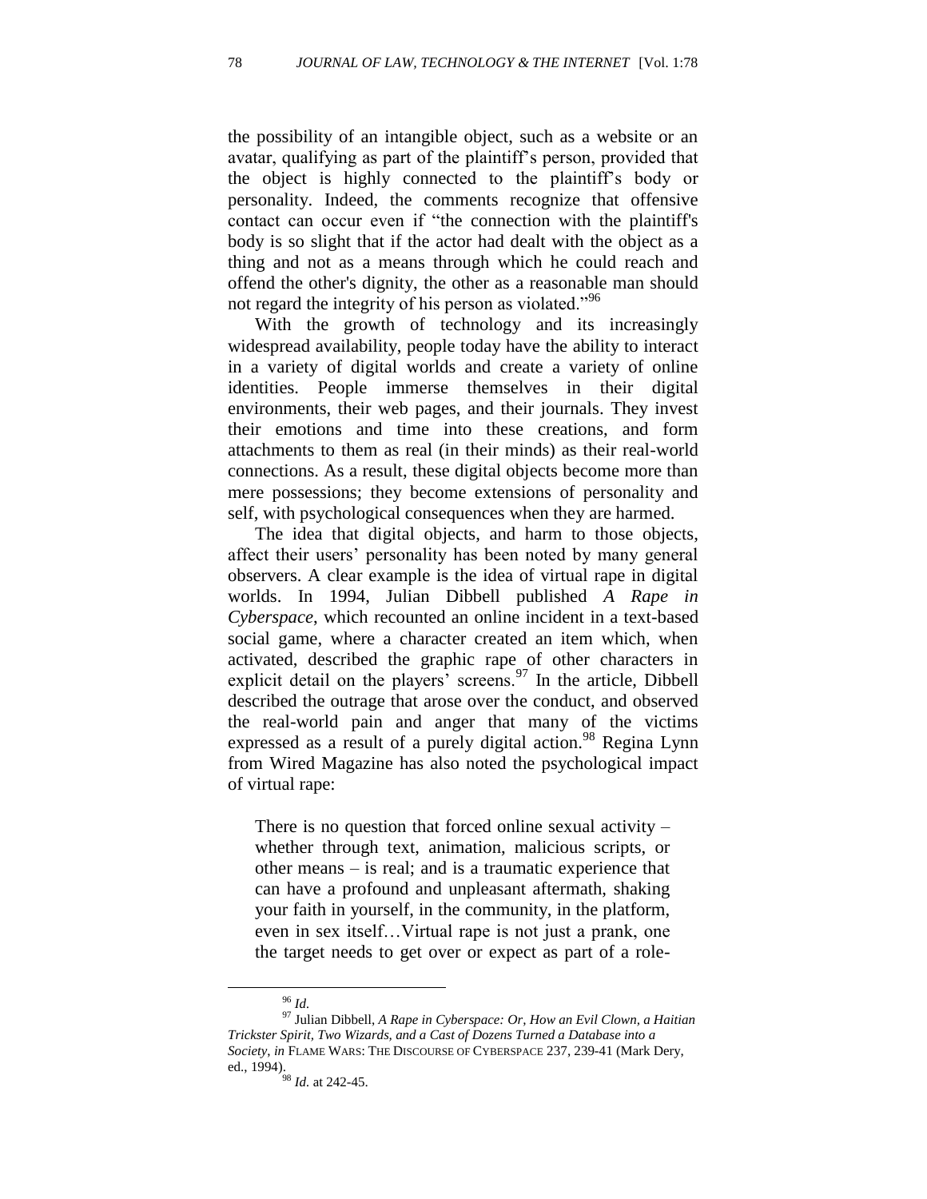the possibility of an intangible object, such as a website or an avatar, qualifying as part of the plaintiff's person, provided that the object is highly connected to the plaintiff's body or personality. Indeed, the comments recognize that offensive contact can occur even if "the connection with the plaintiff's body is so slight that if the actor had dealt with the object as a thing and not as a means through which he could reach and offend the other's dignity, the other as a reasonable man should not regard the integrity of his person as violated."[96]

With the growth of technology and its increasingly widespread availability, people today have the ability to interact in a variety of digital worlds and create a variety of online identities. People immerse themselves in their digital environments, their web pages, and their journals. They invest their emotions and time into these creations, and form attachments to them as real (in their minds) as their real-world connections. As a result, these digital objects become more than mere possessions; they become extensions of personality and self, with psychological consequences when they are harmed.

The idea that digital objects, and harm to those objects, affect their users' personality has been noted by many general observers. A clear example is the idea of virtual rape in digital worlds. In 1994, Julian Dibbell published *A Rape in Cyberspace*, which recounted an online incident in a text-based social game, where a character created an item which, when activated, described the graphic rape of other characters in explicit detail on the players' screens.[97] In the article, Dibbell described the outrage that arose over the conduct, and observed the real-world pain and anger that many of the victims expressed as a result of a purely digital action.[98] Regina Lynn from Wired Magazine has also noted the psychological impact of virtual rape:

> There is no question that forced online sexual activity – whether through text, animation, malicious scripts, or other means – is real; and is a traumatic experience that can have a profound and unpleasant aftermath, shaking your faith in yourself, in the community, in the platform, even in sex itself…Virtual rape is not just a prank, one the target needs to get over or expect as part of a role-

---

[96] *Id.*

[97] Julian Dibbell, *A Rape in Cyberspace: Or, How an Evil Clown, a Haitian Trickster Spirit, Two Wizards, and a Cast of Dozens Turned a Database into a Society*, *in* FLAME WARS: THE DISCOURSE OF CYBERSPACE 237, 239-41 (Mark Dery, ed., 1994).

[98] *Id.* at 242-45.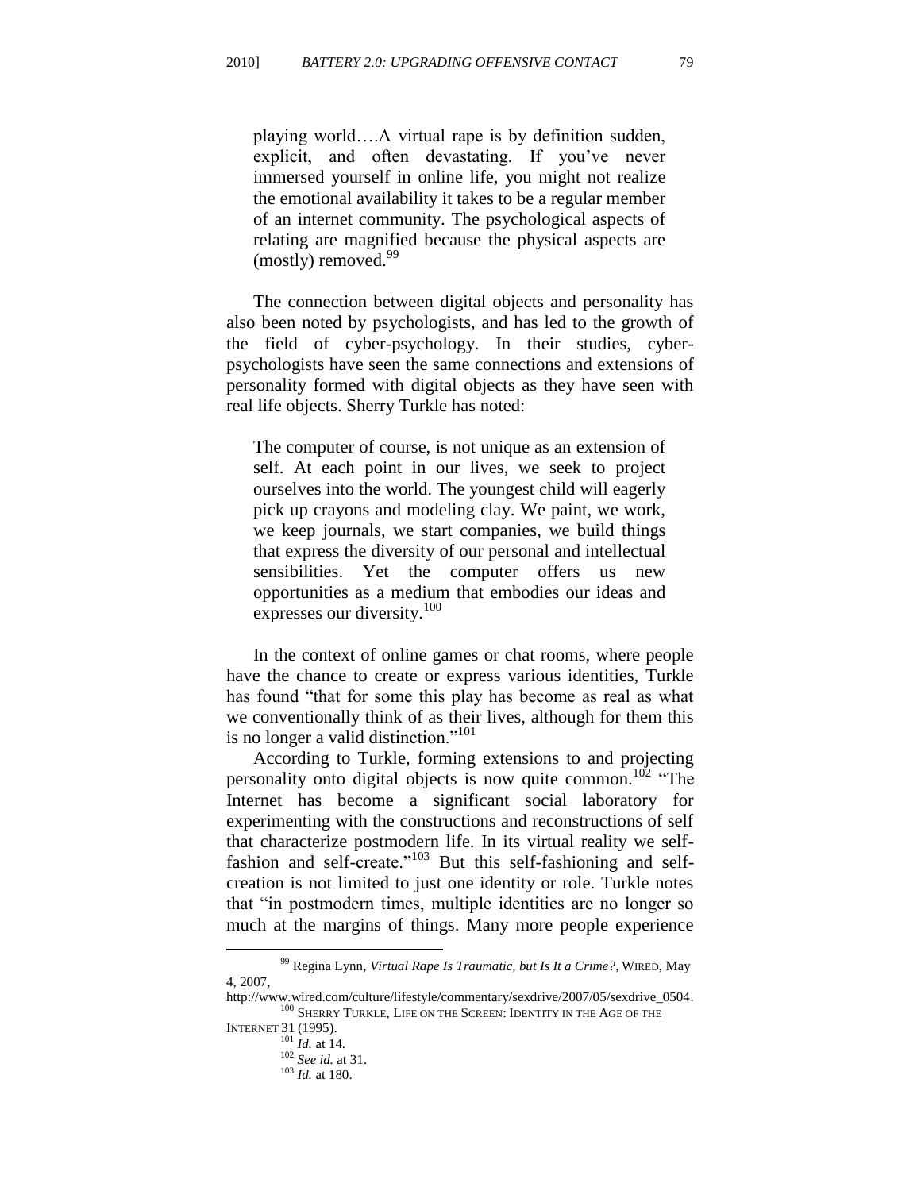> playing world….A virtual rape is by definition sudden, explicit, and often devastating. If you've never immersed yourself in online life, you might not realize the emotional availability it takes to be a regular member of an internet community. The psychological aspects of relating are magnified because the physical aspects are (mostly) removed.[99]

The connection between digital objects and personality has also been noted by psychologists, and has led to the growth of the field of cyber-psychology. In their studies, cyber-psychologists have seen the same connections and extensions of personality formed with digital objects as they have seen with real life objects. Sherry Turkle has noted:

> The computer of course, is not unique as an extension of self. At each point in our lives, we seek to project ourselves into the world. The youngest child will eagerly pick up crayons and modeling clay. We paint, we work, we keep journals, we start companies, we build things that express the diversity of our personal and intellectual sensibilities. Yet the computer offers us new opportunities as a medium that embodies our ideas and expresses our diversity.[100]

In the context of online games or chat rooms, where people have the chance to create or express various identities, Turkle has found "that for some this play has become as real as what we conventionally think of as their lives, although for them this is no longer a valid distinction."[101]

According to Turkle, forming extensions to and projecting personality onto digital objects is now quite common.[102] "The Internet has become a significant social laboratory for experimenting with the constructions and reconstructions of self that characterize postmodern life. In its virtual reality we self-fashion and self-create."[103] But this self-fashioning and self-creation is not limited to just one identity or role. Turkle notes that "in postmodern times, multiple identities are no longer so much at the margins of things. Many more people experience

---

[99] Regina Lynn, *Virtual Rape Is Traumatic, but Is It a Crime?*, WIRED, May 4, 2007, http://www.wired.com/culture/lifestyle/commentary/sexdrive/2007/05/sexdrive_0504.

[100] SHERRY TURKLE, LIFE ON THE SCREEN: IDENTITY IN THE AGE OF THE INTERNET 31 (1995).

[101] *Id.* at 14.

[102] *See id.* at 31.

[103] *Id.* at 180.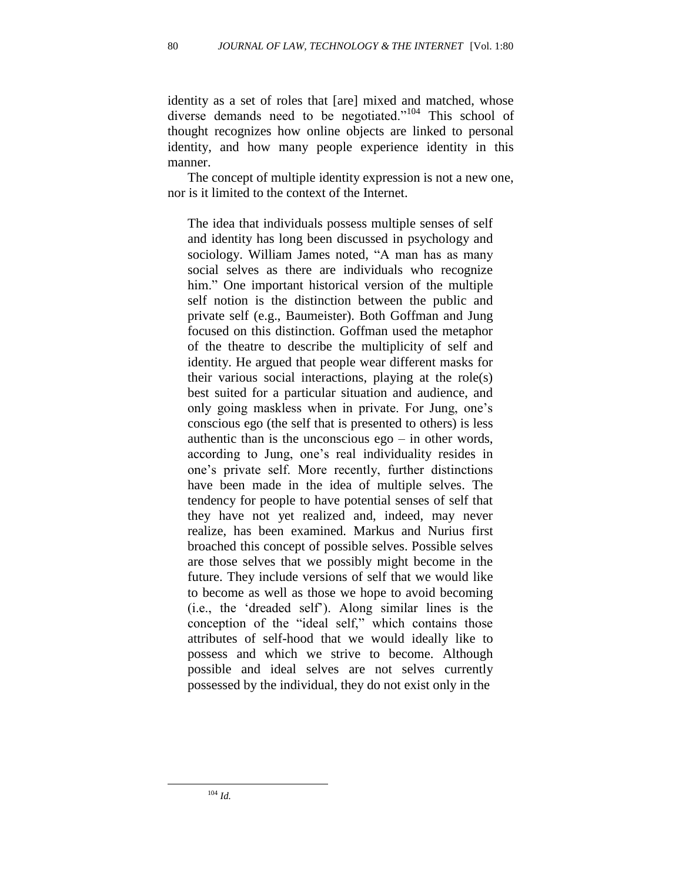identity as a set of roles that [are] mixed and matched, whose diverse demands need to be negotiated."[104] This school of thought recognizes how online objects are linked to personal identity, and how many people experience identity in this manner.

The concept of multiple identity expression is not a new one, nor is it limited to the context of the Internet.

> The idea that individuals possess multiple senses of self and identity has long been discussed in psychology and sociology. William James noted, "A man has as many social selves as there are individuals who recognize him." One important historical version of the multiple self notion is the distinction between the public and private self (e.g., Baumeister). Both Goffman and Jung focused on this distinction. Goffman used the metaphor of the theatre to describe the multiplicity of self and identity. He argued that people wear different masks for their various social interactions, playing at the role(s) best suited for a particular situation and audience, and only going maskless when in private. For Jung, one's conscious ego (the self that is presented to others) is less authentic than is the unconscious ego – in other words, according to Jung, one's real individuality resides in one's private self. More recently, further distinctions have been made in the idea of multiple selves. The tendency for people to have potential senses of self that they have not yet realized and, indeed, may never realize, has been examined. Markus and Nurius first broached this concept of possible selves. Possible selves are those selves that we possibly might become in the future. They include versions of self that we would like to become as well as those we hope to avoid becoming (i.e., the 'dreaded self'). Along similar lines is the conception of the "ideal self," which contains those attributes of self-hood that we would ideally like to possess and which we strive to become. Although possible and ideal selves are not selves currently possessed by the individual, they do not exist only in the

[104] *Id.*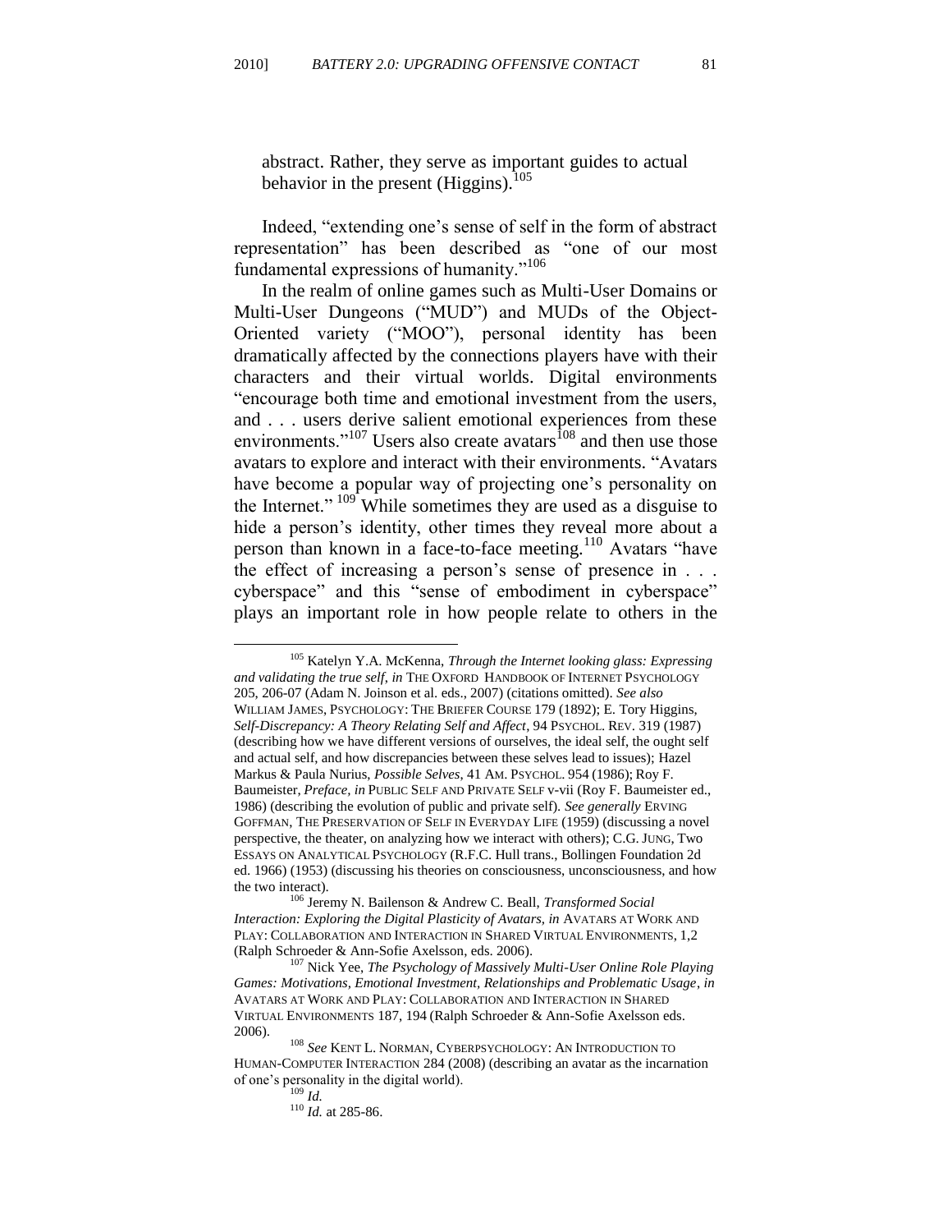abstract. Rather, they serve as important guides to actual behavior in the present (Higgins).[105]

Indeed, "extending one's sense of self in the form of abstract representation" has been described as "one of our most fundamental expressions of humanity."[106]

In the realm of online games such as Multi-User Domains or Multi-User Dungeons ("MUD") and MUDs of the Object-Oriented variety ("MOO"), personal identity has been dramatically affected by the connections players have with their characters and their virtual worlds. Digital environments "encourage both time and emotional investment from the users, and . . . users derive salient emotional experiences from these environments."[107] Users also create avatars[108] and then use those avatars to explore and interact with their environments. "Avatars have become a popular way of projecting one's personality on the Internet." [109] While sometimes they are used as a disguise to hide a person's identity, other times they reveal more about a person than known in a face-to-face meeting.[110] Avatars "have the effect of increasing a person's sense of presence in . . . cyberspace" and this "sense of embodiment in cyberspace" plays an important role in how people relate to others in the

---

[105] Katelyn Y.A. McKenna, *Through the Internet looking glass: Expressing and validating the true self*, *in* THE OXFORD HANDBOOK OF INTERNET PSYCHOLOGY 205, 206-07 (Adam N. Joinson et al. eds., 2007) (citations omitted). *See also* WILLIAM JAMES, PSYCHOLOGY: THE BRIEFER COURSE 179 (1892); E. Tory Higgins, *Self-Discrepancy: A Theory Relating Self and Affect*, 94 PSYCHOL. REV. 319 (1987) (describing how we have different versions of ourselves, the ideal self, the ought self and actual self, and how discrepancies between these selves lead to issues); Hazel Markus & Paula Nurius, *Possible Selves*, 41 AM. PSYCHOL. 954 (1986); Roy F. Baumeister, *Preface*, *in* PUBLIC SELF AND PRIVATE SELF v-vii (Roy F. Baumeister ed., 1986) (describing the evolution of public and private self). *See generally* ERVING GOFFMAN, THE PRESERVATION OF SELF IN EVERYDAY LIFE (1959) (discussing a novel perspective, the theater, on analyzing how we interact with others); C.G. JUNG, TWO ESSAYS ON ANALYTICAL PSYCHOLOGY (R.F.C. Hull trans., Bollingen Foundation 2d ed. 1966) (1953) (discussing his theories on consciousness, unconsciousness, and how the two interact).

[106] Jeremy N. Bailenson & Andrew C. Beall, *Transformed Social Interaction: Exploring the Digital Plasticity of Avatars*, *in* AVATARS AT WORK AND PLAY: COLLABORATION AND INTERACTION IN SHARED VIRTUAL ENVIRONMENTS, 1,2 (Ralph Schroeder & Ann-Sofie Axelsson, eds. 2006).

[107] Nick Yee, *The Psychology of Massively Multi-User Online Role Playing Games: Motivations, Emotional Investment, Relationships and Problematic Usage*, *in* AVATARS AT WORK AND PLAY: COLLABORATION AND INTERACTION IN SHARED VIRTUAL ENVIRONMENTS 187, 194 (Ralph Schroeder & Ann-Sofie Axelsson eds. 2006).

[108] *See* KENT L. NORMAN, CYBERPSYCHOLOGY: AN INTRODUCTION TO HUMAN-COMPUTER INTERACTION 284 (2008) (describing an avatar as the incarnation of one's personality in the digital world).

[109] *Id.*

[110] *Id.* at 285-86.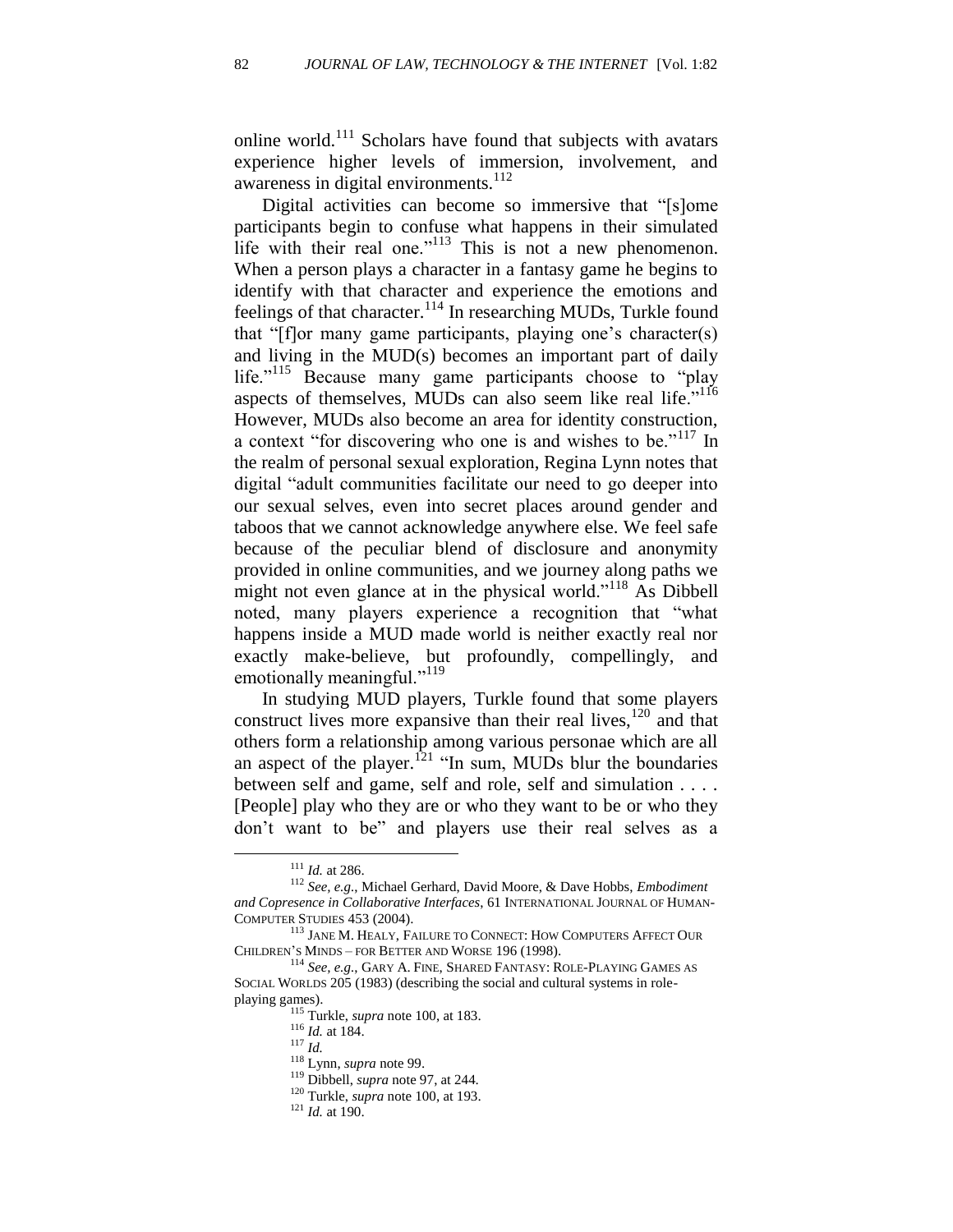online world.[111] Scholars have found that subjects with avatars experience higher levels of immersion, involvement, and awareness in digital environments.[112]

Digital activities can become so immersive that "[s]ome participants begin to confuse what happens in their simulated life with their real one."[113] This is not a new phenomenon. When a person plays a character in a fantasy game he begins to identify with that character and experience the emotions and feelings of that character.[114] In researching MUDs, Turkle found that "[f]or many game participants, playing one's character(s) and living in the MUD(s) becomes an important part of daily life."[115] Because many game participants choose to "play aspects of themselves, MUDs can also seem like real life."[116] However, MUDs also become an area for identity construction, a context "for discovering who one is and wishes to be."[117] In the realm of personal sexual exploration, Regina Lynn notes that digital "adult communities facilitate our need to go deeper into our sexual selves, even into secret places around gender and taboos that we cannot acknowledge anywhere else. We feel safe because of the peculiar blend of disclosure and anonymity provided in online communities, and we journey along paths we might not even glance at in the physical world."[118] As Dibbell noted, many players experience a recognition that "what happens inside a MUD made world is neither exactly real nor exactly make-believe, but profoundly, compellingly, and emotionally meaningful."[119]

In studying MUD players, Turkle found that some players construct lives more expansive than their real lives,[120] and that others form a relationship among various personae which are all an aspect of the player.[121] "In sum, MUDs blur the boundaries between self and game, self and role, self and simulation . . . . [People] play who they are or who they want to be or who they don't want to be" and players use their real selves as a

---

[111] *Id.* at 286.

[112] *See, e.g.*, Michael Gerhard, David Moore, & Dave Hobbs, *Embodiment and Copresence in Collaborative Interfaces*, 61 INTERNATIONAL JOURNAL OF HUMAN-COMPUTER STUDIES 453 (2004).

[113] JANE M. HEALY, FAILURE TO CONNECT: HOW COMPUTERS AFFECT OUR CHILDREN'S MINDS – FOR BETTER AND WORSE 196 (1998).

[114] *See, e.g.*, GARY A. FINE, SHARED FANTASY: ROLE-PLAYING GAMES AS SOCIAL WORLDS 205 (1983) (describing the social and cultural systems in role-playing games).

[115] Turkle, *supra* note 100, at 183.

[116] *Id.* at 184.

[117] *Id.*

[118] Lynn, *supra* note 99.

[119] Dibbell, *supra* note 97, at 244.

[120] Turkle, *supra* note 100, at 193.

[121] *Id.* at 190.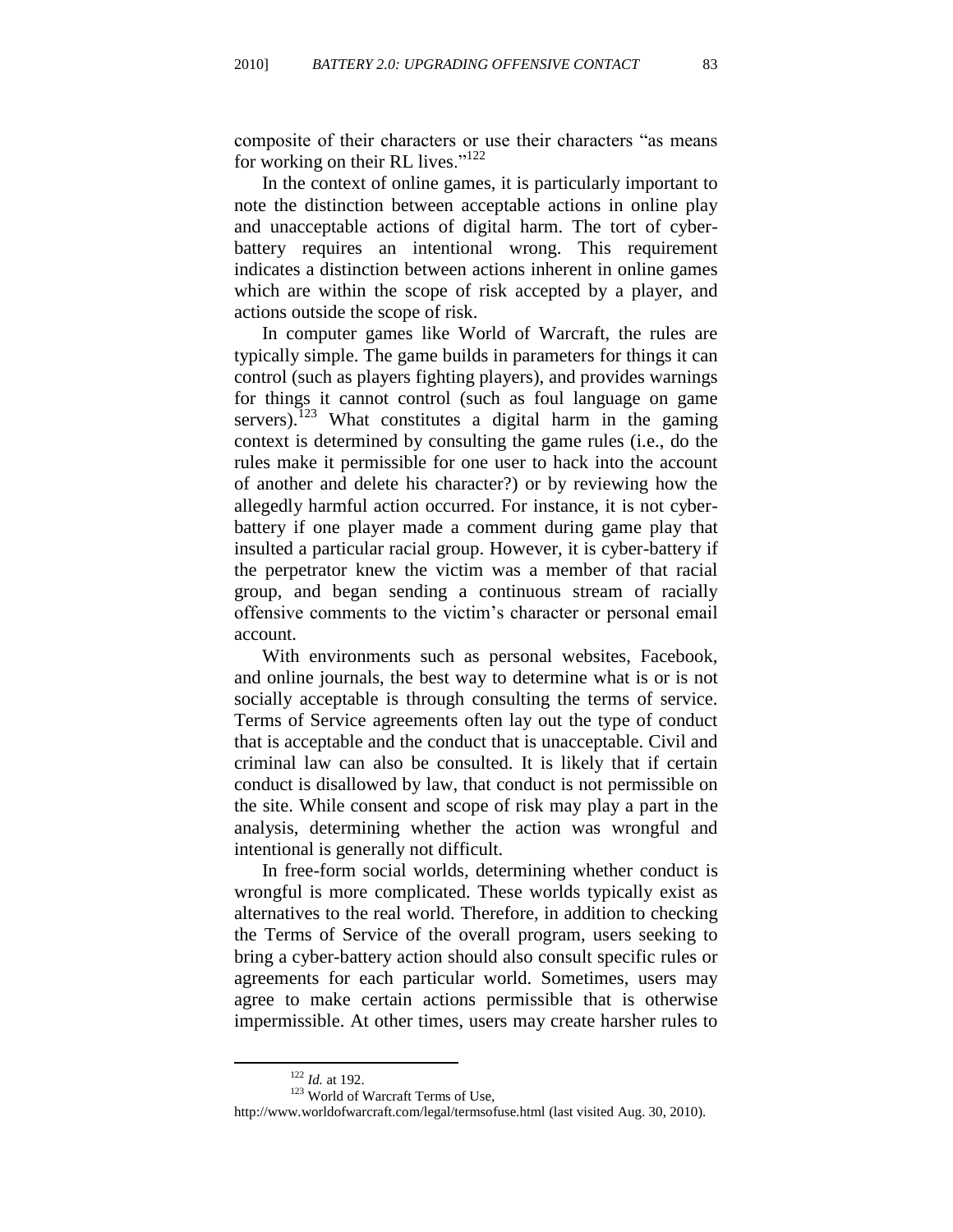composite of their characters or use their characters "as means for working on their RL lives."[122]

In the context of online games, it is particularly important to note the distinction between acceptable actions in online play and unacceptable actions of digital harm. The tort of cyber-battery requires an intentional wrong. This requirement indicates a distinction between actions inherent in online games which are within the scope of risk accepted by a player, and actions outside the scope of risk.

In computer games like World of Warcraft, the rules are typically simple. The game builds in parameters for things it can control (such as players fighting players), and provides warnings for things it cannot control (such as foul language on game servers).[123] What constitutes a digital harm in the gaming context is determined by consulting the game rules (i.e., do the rules make it permissible for one user to hack into the account of another and delete his character?) or by reviewing how the allegedly harmful action occurred. For instance, it is not cyber-battery if one player made a comment during game play that insulted a particular racial group. However, it is cyber-battery if the perpetrator knew the victim was a member of that racial group, and began sending a continuous stream of racially offensive comments to the victim's character or personal email account.

With environments such as personal websites, Facebook, and online journals, the best way to determine what is or is not socially acceptable is through consulting the terms of service. Terms of Service agreements often lay out the type of conduct that is acceptable and the conduct that is unacceptable. Civil and criminal law can also be consulted. It is likely that if certain conduct is disallowed by law, that conduct is not permissible on the site. While consent and scope of risk may play a part in the analysis, determining whether the action was wrongful and intentional is generally not difficult.

In free-form social worlds, determining whether conduct is wrongful is more complicated. These worlds typically exist as alternatives to the real world. Therefore, in addition to checking the Terms of Service of the overall program, users seeking to bring a cyber-battery action should also consult specific rules or agreements for each particular world. Sometimes, users may agree to make certain actions permissible that is otherwise impermissible. At other times, users may create harsher rules to

[122] *Id.* at 192.

[123] World of Warcraft Terms of Use, http://www.worldofwarcraft.com/legal/termsofuse.html (last visited Aug. 30, 2010).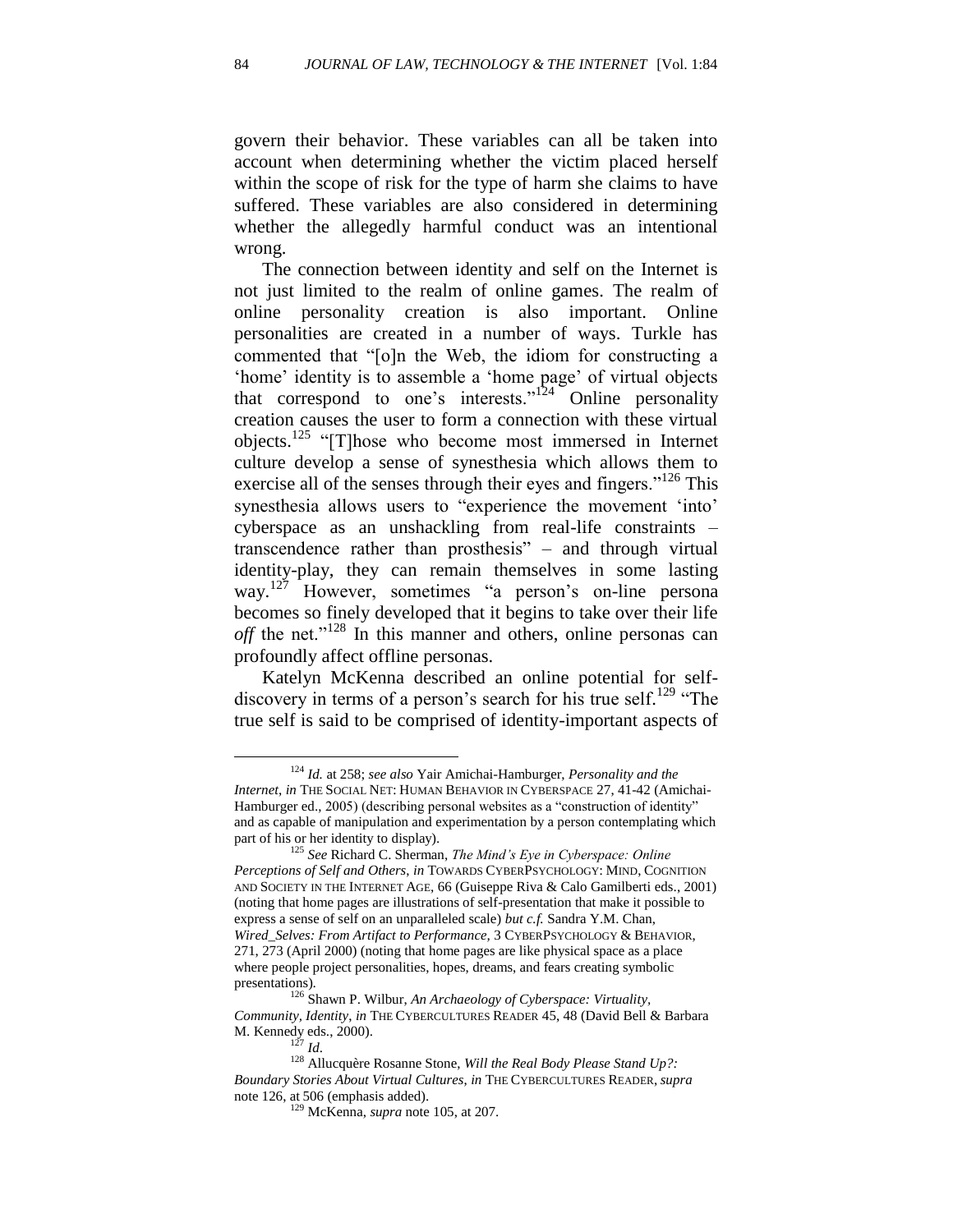govern their behavior. These variables can all be taken into account when determining whether the victim placed herself within the scope of risk for the type of harm she claims to have suffered. These variables are also considered in determining whether the allegedly harmful conduct was an intentional wrong.

The connection between identity and self on the Internet is not just limited to the realm of online games. The realm of online personality creation is also important. Online personalities are created in a number of ways. Turkle has commented that "[o]n the Web, the idiom for constructing a 'home' identity is to assemble a 'home page' of virtual objects that correspond to one's interests."[124] Online personality creation causes the user to form a connection with these virtual objects.[125] "[T]hose who become most immersed in Internet culture develop a sense of synesthesia which allows them to exercise all of the senses through their eyes and fingers."[126] This synesthesia allows users to "experience the movement 'into' cyberspace as an unshackling from real-life constraints – transcendence rather than prosthesis" – and through virtual identity-play, they can remain themselves in some lasting way.[127] However, sometimes "a person's on-line persona becomes so finely developed that it begins to take over their life *off* the net."[128] In this manner and others, online personas can profoundly affect offline personas.

Katelyn McKenna described an online potential for self-discovery in terms of a person's search for his true self.[129] "The true self is said to be comprised of identity-important aspects of

---

[124] *Id.* at 258; *see also* Yair Amichai-Hamburger, *Personality and the Internet*, *in* THE SOCIAL NET: HUMAN BEHAVIOR IN CYBERSPACE 27, 41-42 (Amichai-Hamburger ed., 2005) (describing personal websites as a "construction of identity" and as capable of manipulation and experimentation by a person contemplating which part of his or her identity to display).

[125] *See* Richard C. Sherman, *The Mind's Eye in Cyberspace: Online Perceptions of Self and Others*, *in* TOWARDS CYBERPSYCHOLOGY: MIND, COGNITION AND SOCIETY IN THE INTERNET AGE, 66 (Guiseppe Riva & Calo Gamilberti eds., 2001) (noting that home pages are illustrations of self-presentation that make it possible to express a sense of self on an unparalleled scale) *but c.f.* Sandra Y.M. Chan, *Wired_Selves: From Artifact to Performance,* 3 CYBERPSYCHOLOGY & BEHAVIOR, 271, 273 (April 2000) (noting that home pages are like physical space as a place where people project personalities, hopes, dreams, and fears creating symbolic presentations).

[126] Shawn P. Wilbur, *An Archaeology of Cyberspace: Virtuality, Community, Identity*, *in* THE CYBERCULTURES READER 45, 48 (David Bell & Barbara M. Kennedy eds., 2000).

[127] *Id*.

[128] Allucquère Rosanne Stone, *Will the Real Body Please Stand Up?: Boundary Stories About Virtual Cultures*, *in* THE CYBERCULTURES READER, *supra* note 126, at 506 (emphasis added).

[129] McKenna, *supra* note 105, at 207.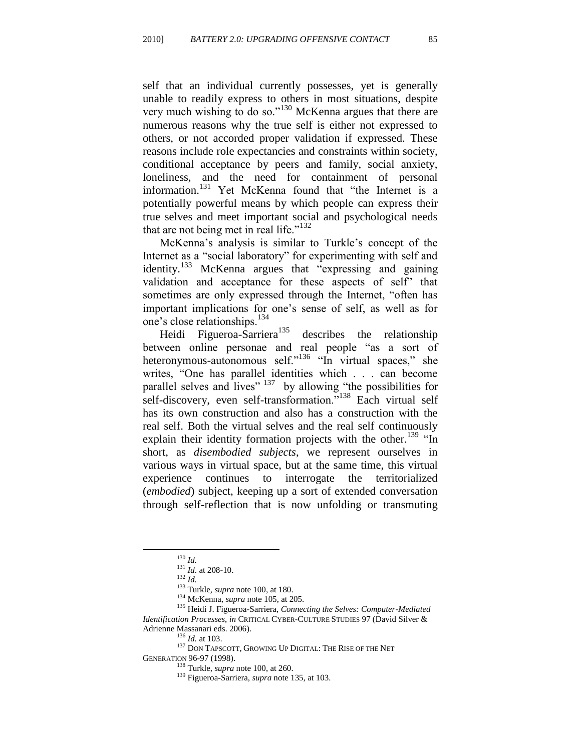self that an individual currently possesses, yet is generally unable to readily express to others in most situations, despite very much wishing to do so."[130] McKenna argues that there are numerous reasons why the true self is either not expressed to others, or not accorded proper validation if expressed. These reasons include role expectancies and constraints within society, conditional acceptance by peers and family, social anxiety, loneliness, and the need for containment of personal information.[131] Yet McKenna found that "the Internet is a potentially powerful means by which people can express their true selves and meet important social and psychological needs that are not being met in real life."[132]

McKenna's analysis is similar to Turkle's concept of the Internet as a "social laboratory" for experimenting with self and identity.[133] McKenna argues that "expressing and gaining validation and acceptance for these aspects of self" that sometimes are only expressed through the Internet, "often has important implications for one's sense of self, as well as for one's close relationships.[134]

Heidi Figueroa-Sarriera[135] describes the relationship between online personae and real people "as a sort of heteronymous-autonomous self."[136] "In virtual spaces," she writes, "One has parallel identities which . . . can become parallel selves and lives" [137] by allowing "the possibilities for self-discovery, even self-transformation."[138] Each virtual self has its own construction and also has a construction with the real self. Both the virtual selves and the real self continuously explain their identity formation projects with the other.[139] "In short, as *disembodied subjects*, we represent ourselves in various ways in virtual space, but at the same time, this virtual experience continues to interrogate the territorialized (*embodied*) subject, keeping up a sort of extended conversation through self-reflection that is now unfolding or transmuting

---

[130] *Id.*

[131] *Id*. at 208-10.

[132] *Id.*

[133] Turkle, *supra* note 100, at 180.

[134] McKenna, *supra* note 105, at 205.

[135] Heidi J. Figueroa-Sarriera, *Connecting the Selves: Computer-Mediated Identification Processes*, *in* CRITICAL CYBER-CULTURE STUDIES 97 (David Silver & Adrienne Massanari eds. 2006).

[136] *Id.* at 103.

[137] DON TAPSCOTT, GROWING UP DIGITAL: THE RISE OF THE NET GENERATION 96-97 (1998).

[138] Turkle, *supra* note 100, at 260.

[139] Figueroa-Sarriera, *supra* note 135, at 103.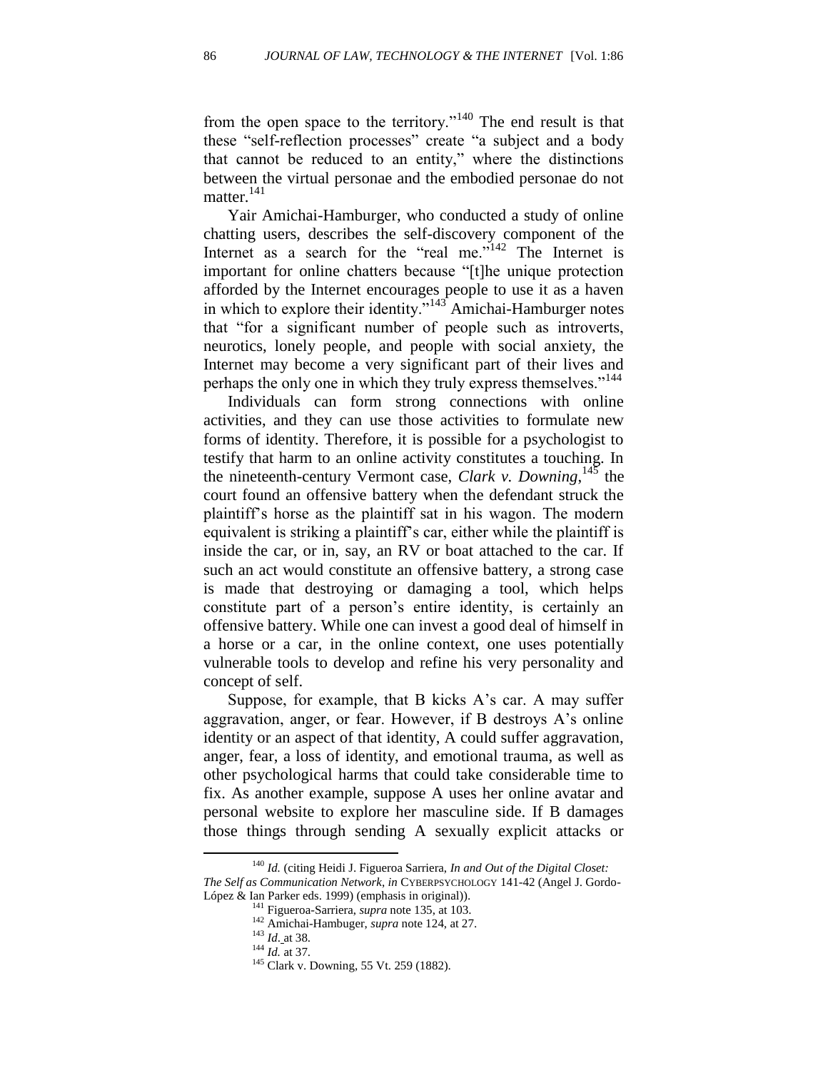from the open space to the territory."[140] The end result is that these "self-reflection processes" create "a subject and a body that cannot be reduced to an entity," where the distinctions between the virtual personae and the embodied personae do not matter.[141]

Yair Amichai-Hamburger, who conducted a study of online chatting users, describes the self-discovery component of the Internet as a search for the "real me."[142] The Internet is important for online chatters because "[t]he unique protection afforded by the Internet encourages people to use it as a haven in which to explore their identity."[143] Amichai-Hamburger notes that "for a significant number of people such as introverts, neurotics, lonely people, and people with social anxiety, the Internet may become a very significant part of their lives and perhaps the only one in which they truly express themselves."[144]

Individuals can form strong connections with online activities, and they can use those activities to formulate new forms of identity. Therefore, it is possible for a psychologist to testify that harm to an online activity constitutes a touching. In the nineteenth-century Vermont case, *Clark v. Downing*,[145] the court found an offensive battery when the defendant struck the plaintiff's horse as the plaintiff sat in his wagon. The modern equivalent is striking a plaintiff's car, either while the plaintiff is inside the car, or in, say, an RV or boat attached to the car. If such an act would constitute an offensive battery, a strong case is made that destroying or damaging a tool, which helps constitute part of a person's entire identity, is certainly an offensive battery. While one can invest a good deal of himself in a horse or a car, in the online context, one uses potentially vulnerable tools to develop and refine his very personality and concept of self.

Suppose, for example, that B kicks A's car. A may suffer aggravation, anger, or fear. However, if B destroys A's online identity or an aspect of that identity, A could suffer aggravation, anger, fear, a loss of identity, and emotional trauma, as well as other psychological harms that could take considerable time to fix. As another example, suppose A uses her online avatar and personal website to explore her masculine side. If B damages those things through sending A sexually explicit attacks or

---

[140] *Id.* (citing Heidi J. Figueroa Sarriera, *In and Out of the Digital Closet: The Self as Communication Network*, *in* CYBERPSYCHOLOGY 141-42 (Angel J. Gordo-López & Ian Parker eds. 1999) (emphasis in original)).

[141] Figueroa-Sarriera, *supra* note 135, at 103.

[142] Amichai-Hambuger, *supra* note 124, at 27.

[143] *Id*. at 38.

[144] *Id.* at 37.

[145] Clark v. Downing, 55 Vt. 259 (1882).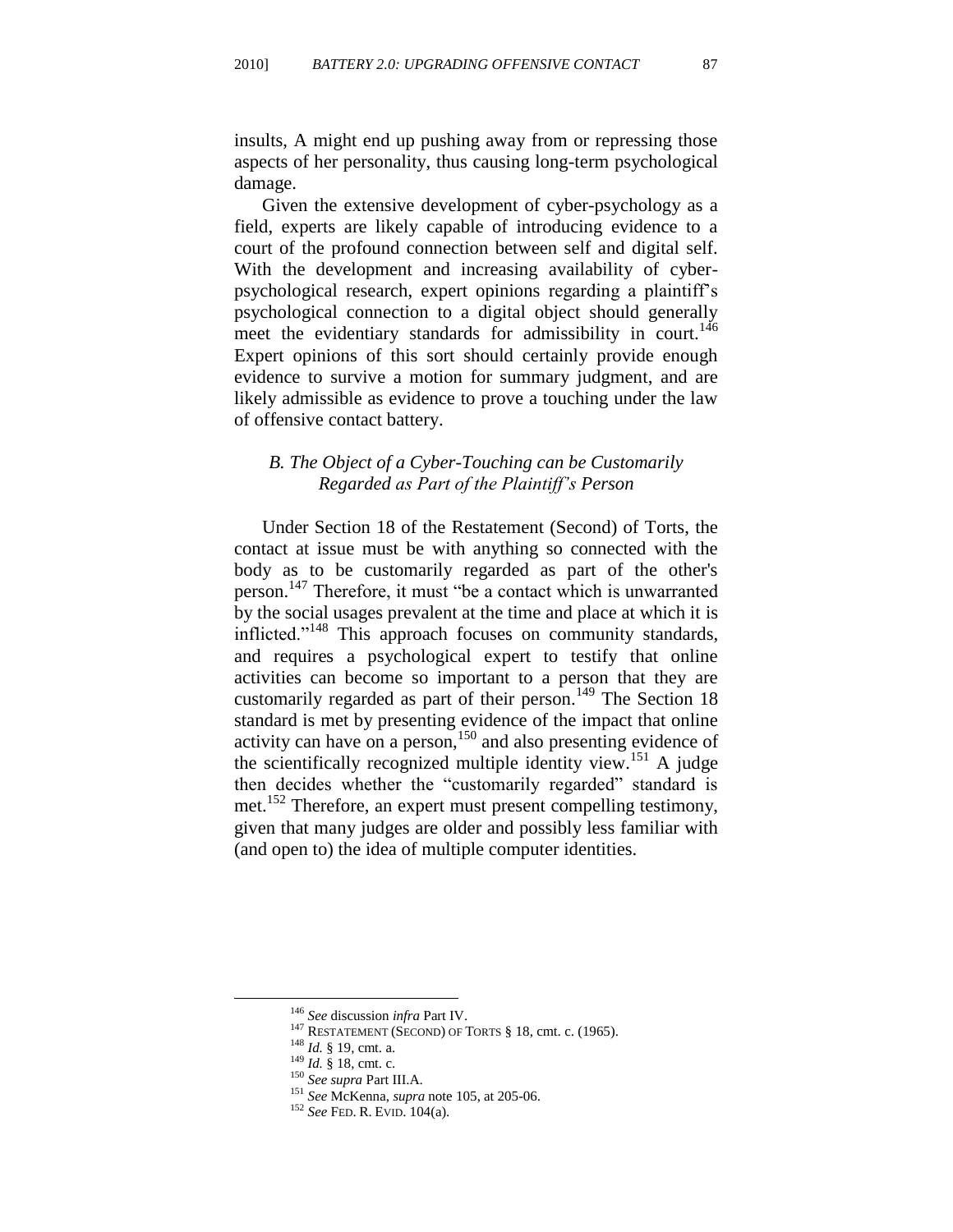insults, A might end up pushing away from or repressing those aspects of her personality, thus causing long-term psychological damage.

Given the extensive development of cyber-psychology as a field, experts are likely capable of introducing evidence to a court of the profound connection between self and digital self. With the development and increasing availability of cyber-psychological research, expert opinions regarding a plaintiff's psychological connection to a digital object should generally meet the evidentiary standards for admissibility in court.[146] Expert opinions of this sort should certainly provide enough evidence to survive a motion for summary judgment, and are likely admissible as evidence to prove a touching under the law of offensive contact battery.

### *B. The Object of a Cyber-Touching can be Customarily Regarded as Part of the Plaintiff's Person*

Under Section 18 of the Restatement (Second) of Torts, the contact at issue must be with anything so connected with the body as to be customarily regarded as part of the other's person.[147] Therefore, it must "be a contact which is unwarranted by the social usages prevalent at the time and place at which it is inflicted."[148] This approach focuses on community standards, and requires a psychological expert to testify that online activities can become so important to a person that they are customarily regarded as part of their person.[149] The Section 18 standard is met by presenting evidence of the impact that online activity can have on a person,[150] and also presenting evidence of the scientifically recognized multiple identity view.[151] A judge then decides whether the "customarily regarded" standard is met.[152] Therefore, an expert must present compelling testimony, given that many judges are older and possibly less familiar with (and open to) the idea of multiple computer identities.

---

[146] *See* discussion *infra* Part IV.

[147] RESTATEMENT (SECOND) OF TORTS § 18, cmt. c. (1965).

[148] *Id.* § 19, cmt. a.

[149] *Id.* § 18, cmt. c.

[150] *See supra* Part III.A.

[151] *See* McKenna, *supra* note 105, at 205-06.

[152] *See* FED. R. EVID. 104(a).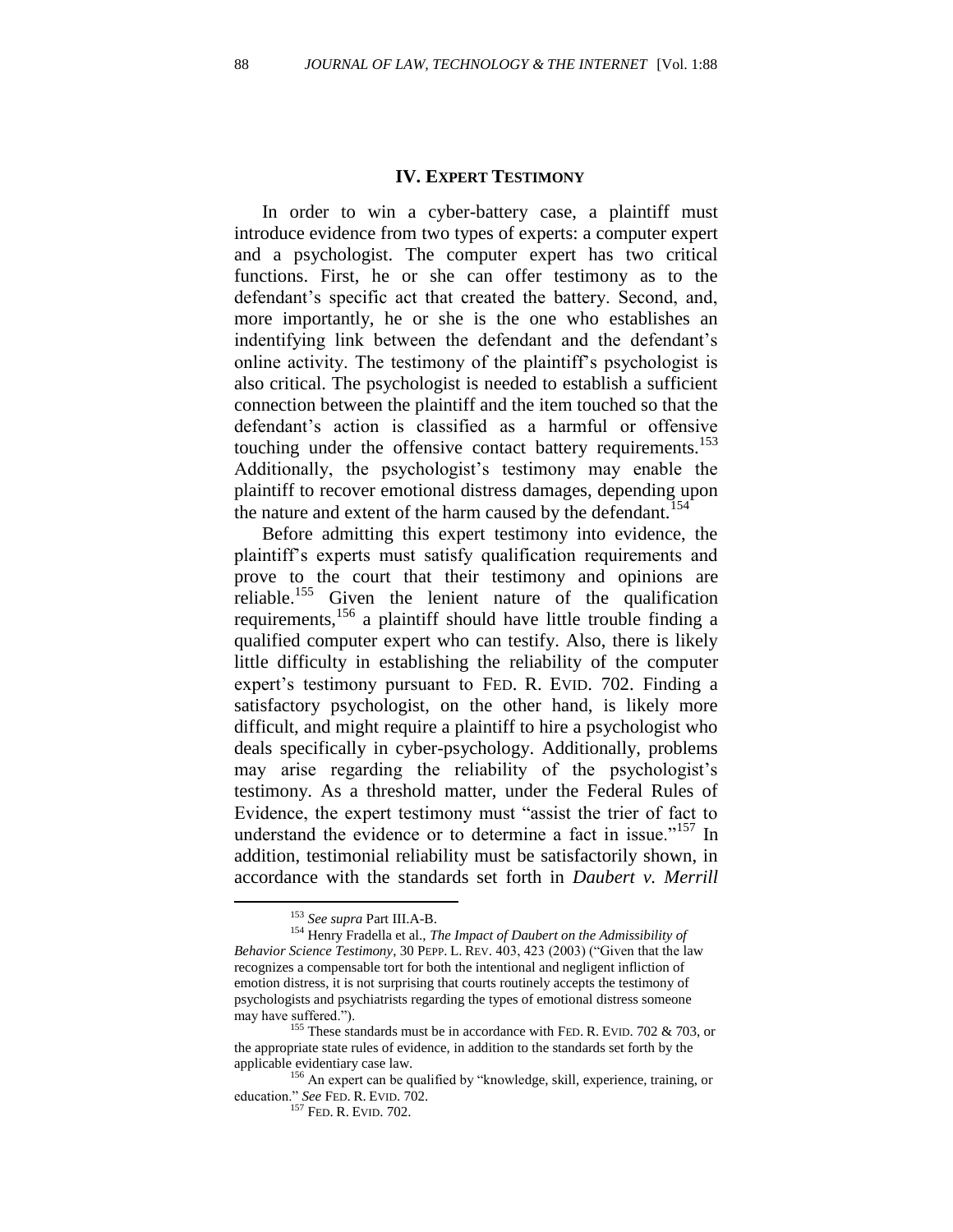## IV. EXPERT TESTIMONY

In order to win a cyber-battery case, a plaintiff must introduce evidence from two types of experts: a computer expert and a psychologist. The computer expert has two critical functions. First, he or she can offer testimony as to the defendant's specific act that created the battery. Second, and, more importantly, he or she is the one who establishes an indentifying link between the defendant and the defendant's online activity. The testimony of the plaintiff's psychologist is also critical. The psychologist is needed to establish a sufficient connection between the plaintiff and the item touched so that the defendant's action is classified as a harmful or offensive touching under the offensive contact battery requirements.[153] Additionally, the psychologist's testimony may enable the plaintiff to recover emotional distress damages, depending upon the nature and extent of the harm caused by the defendant.[154]

Before admitting this expert testimony into evidence, the plaintiff's experts must satisfy qualification requirements and prove to the court that their testimony and opinions are reliable.[155] Given the lenient nature of the qualification requirements,[156] a plaintiff should have little trouble finding a qualified computer expert who can testify. Also, there is likely little difficulty in establishing the reliability of the computer expert's testimony pursuant to FED. R. EVID. 702. Finding a satisfactory psychologist, on the other hand, is likely more difficult, and might require a plaintiff to hire a psychologist who deals specifically in cyber-psychology. Additionally, problems may arise regarding the reliability of the psychologist's testimony. As a threshold matter, under the Federal Rules of Evidence, the expert testimony must "assist the trier of fact to understand the evidence or to determine a fact in issue."[157] In addition, testimonial reliability must be satisfactorily shown, in accordance with the standards set forth in *Daubert v. Merrill*

---

[153] *See supra* Part III.A-B.

[154] Henry Fradella et al., *The Impact of Daubert on the Admissibility of Behavior Science Testimony*, 30 PEPP. L. REV. 403, 423 (2003) ("Given that the law recognizes a compensable tort for both the intentional and negligent infliction of emotion distress, it is not surprising that courts routinely accepts the testimony of psychologists and psychiatrists regarding the types of emotional distress someone may have suffered.").

[155] These standards must be in accordance with FED. R. EVID. 702 & 703, or the appropriate state rules of evidence, in addition to the standards set forth by the applicable evidentiary case law.

[156] An expert can be qualified by "knowledge, skill, experience, training, or education." *See* FED. R. EVID. 702.

[157] FED. R. EVID. 702.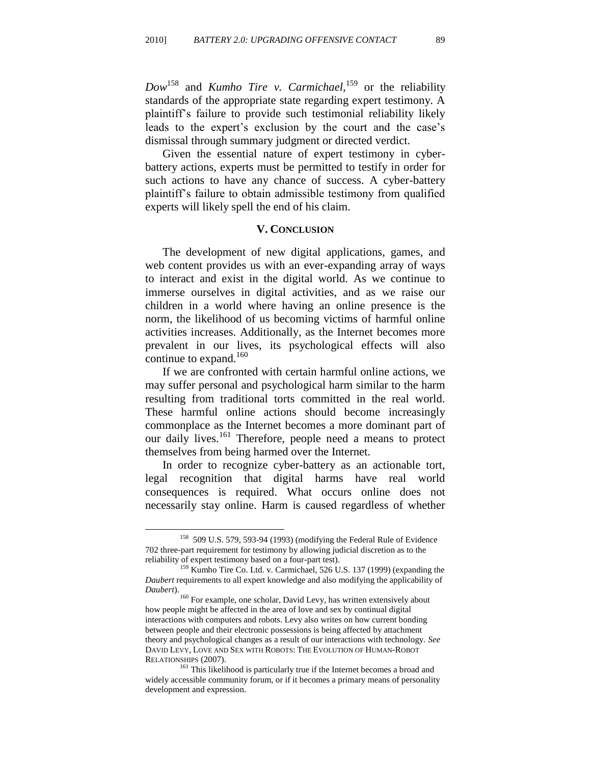*Dow*[158] and *Kumho Tire v. Carmichael*,[159] or the reliability standards of the appropriate state regarding expert testimony. A plaintiff's failure to provide such testimonial reliability likely leads to the expert's exclusion by the court and the case's dismissal through summary judgment or directed verdict.

Given the essential nature of expert testimony in cyber-battery actions, experts must be permitted to testify in order for such actions to have any chance of success. A cyber-battery plaintiff's failure to obtain admissible testimony from qualified experts will likely spell the end of his claim.

## V. CONCLUSION

The development of new digital applications, games, and web content provides us with an ever-expanding array of ways to interact and exist in the digital world. As we continue to immerse ourselves in digital activities, and as we raise our children in a world where having an online presence is the norm, the likelihood of us becoming victims of harmful online activities increases. Additionally, as the Internet becomes more prevalent in our lives, its psychological effects will also continue to expand.[160]

If we are confronted with certain harmful online actions, we may suffer personal and psychological harm similar to the harm resulting from traditional torts committed in the real world. These harmful online actions should become increasingly commonplace as the Internet becomes a more dominant part of our daily lives.[161] Therefore, people need a means to protect themselves from being harmed over the Internet.

In order to recognize cyber-battery as an actionable tort, legal recognition that digital harms have real world consequences is required. What occurs online does not necessarily stay online. Harm is caused regardless of whether

---

[158] 509 U.S. 579, 593-94 (1993) (modifying the Federal Rule of Evidence 702 three-part requirement for testimony by allowing judicial discretion as to the reliability of expert testimony based on a four-part test).

[159] Kumho Tire Co. Ltd. v. Carmichael, 526 U.S. 137 (1999) (expanding the *Daubert* requirements to all expert knowledge and also modifying the applicability of *Daubert*).

[160] For example, one scholar, David Levy, has written extensively about how people might be affected in the area of love and sex by continual digital interactions with computers and robots. Levy also writes on how current bonding between people and their electronic possessions is being affected by attachment theory and psychological changes as a result of our interactions with technology. *See* DAVID LEVY, LOVE AND SEX WITH ROBOTS: THE EVOLUTION OF HUMAN-ROBOT RELATIONSHIPS (2007).

[161] This likelihood is particularly true if the Internet becomes a broad and widely accessible community forum, or if it becomes a primary means of personality development and expression.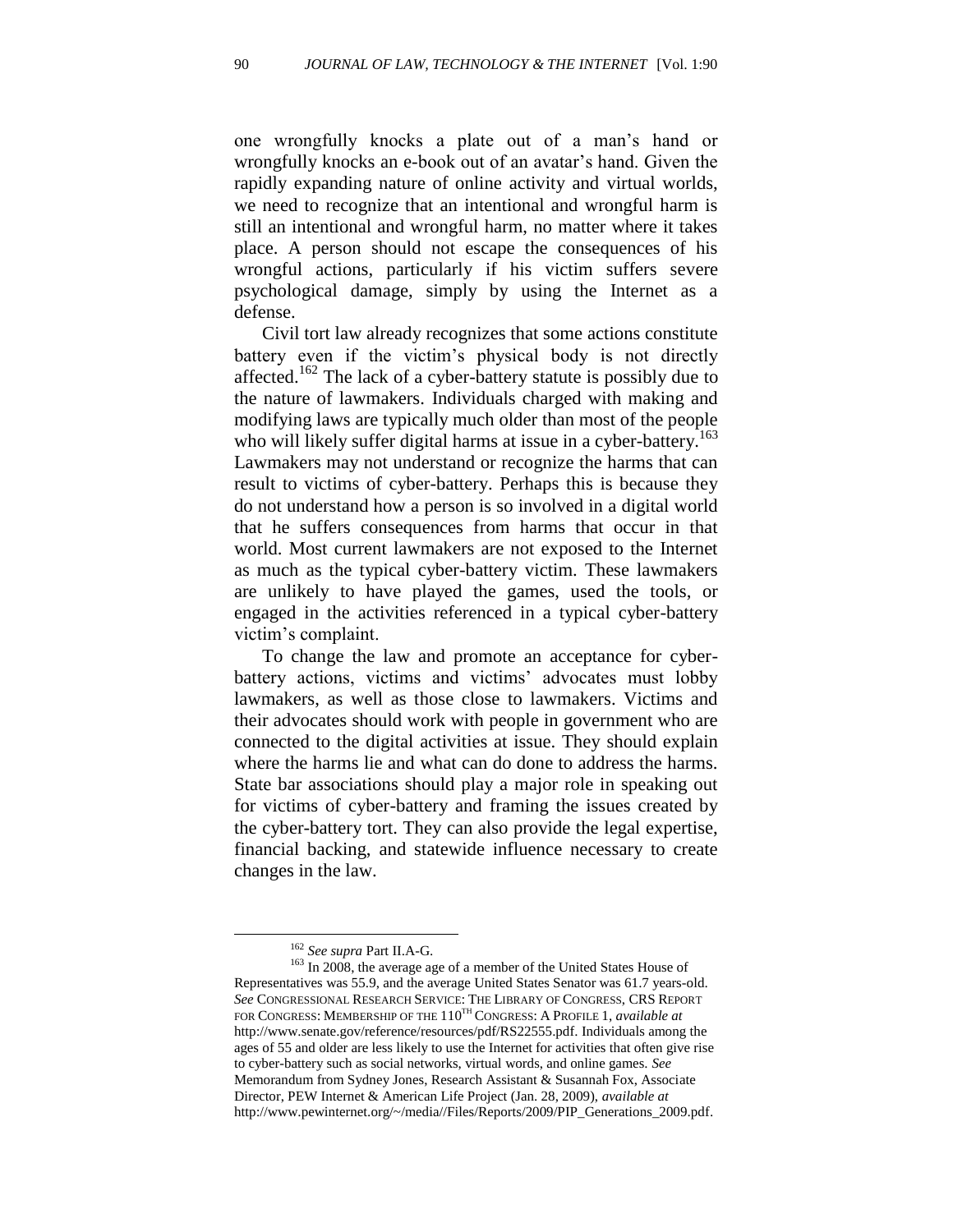one wrongfully knocks a plate out of a man's hand or wrongfully knocks an e-book out of an avatar's hand. Given the rapidly expanding nature of online activity and virtual worlds, we need to recognize that an intentional and wrongful harm is still an intentional and wrongful harm, no matter where it takes place. A person should not escape the consequences of his wrongful actions, particularly if his victim suffers severe psychological damage, simply by using the Internet as a defense.

Civil tort law already recognizes that some actions constitute battery even if the victim's physical body is not directly affected.[162] The lack of a cyber-battery statute is possibly due to the nature of lawmakers. Individuals charged with making and modifying laws are typically much older than most of the people who will likely suffer digital harms at issue in a cyber-battery.[163] Lawmakers may not understand or recognize the harms that can result to victims of cyber-battery. Perhaps this is because they do not understand how a person is so involved in a digital world that he suffers consequences from harms that occur in that world. Most current lawmakers are not exposed to the Internet as much as the typical cyber-battery victim. These lawmakers are unlikely to have played the games, used the tools, or engaged in the activities referenced in a typical cyber-battery victim's complaint.

To change the law and promote an acceptance for cyber-battery actions, victims and victims' advocates must lobby lawmakers, as well as those close to lawmakers. Victims and their advocates should work with people in government who are connected to the digital activities at issue. They should explain where the harms lie and what can do done to address the harms. State bar associations should play a major role in speaking out for victims of cyber-battery and framing the issues created by the cyber-battery tort. They can also provide the legal expertise, financial backing, and statewide influence necessary to create changes in the law.

---

[162] *See supra* Part II.A-G.

[163] In 2008, the average age of a member of the United States House of Representatives was 55.9, and the average United States Senator was 61.7 years-old. *See* CONGRESSIONAL RESEARCH SERVICE: THE LIBRARY OF CONGRESS, CRS REPORT FOR CONGRESS: MEMBERSHIP OF THE 110TH CONGRESS: A PROFILE 1, *available at* http://www.senate.gov/reference/resources/pdf/RS22555.pdf. Individuals among the ages of 55 and older are less likely to use the Internet for activities that often give rise to cyber-battery such as social networks, virtual words, and online games. *See* Memorandum from Sydney Jones, Research Assistant & Susannah Fox, Associate Director, PEW Internet & American Life Project (Jan. 28, 2009), *available at* http://www.pewinternet.org/~/media//Files/Reports/2009/PIP_Generations_2009.pdf.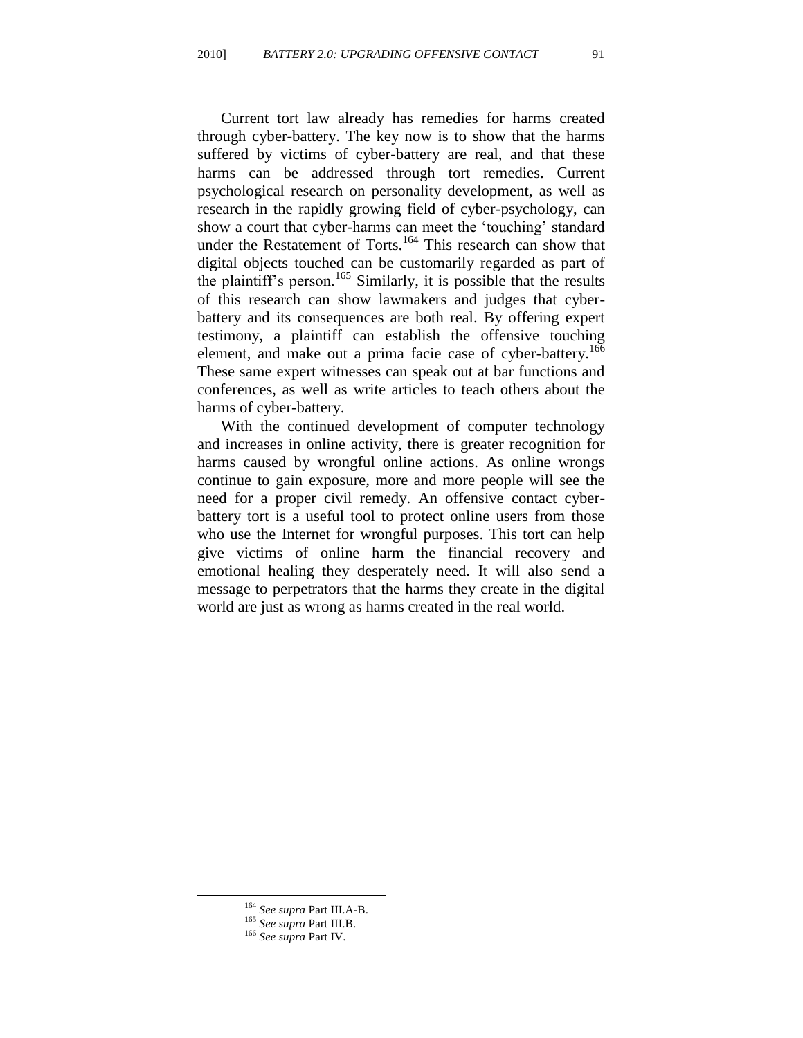Current tort law already has remedies for harms created through cyber-battery. The key now is to show that the harms suffered by victims of cyber-battery are real, and that these harms can be addressed through tort remedies. Current psychological research on personality development, as well as research in the rapidly growing field of cyber-psychology, can show a court that cyber-harms can meet the 'touching' standard under the Restatement of Torts.[164] This research can show that digital objects touched can be customarily regarded as part of the plaintiff's person.[165] Similarly, it is possible that the results of this research can show lawmakers and judges that cyber-battery and its consequences are both real. By offering expert testimony, a plaintiff can establish the offensive touching element, and make out a prima facie case of cyber-battery.[166] These same expert witnesses can speak out at bar functions and conferences, as well as write articles to teach others about the harms of cyber-battery.

With the continued development of computer technology and increases in online activity, there is greater recognition for harms caused by wrongful online actions. As online wrongs continue to gain exposure, more and more people will see the need for a proper civil remedy. An offensive contact cyber-battery tort is a useful tool to protect online users from those who use the Internet for wrongful purposes. This tort can help give victims of online harm the financial recovery and emotional healing they desperately need. It will also send a message to perpetrators that the harms they create in the digital world are just as wrong as harms created in the real world.

---

[164] *See supra* Part III.A-B.

[165] *See supra* Part III.B.

[166] *See supra* Part IV.